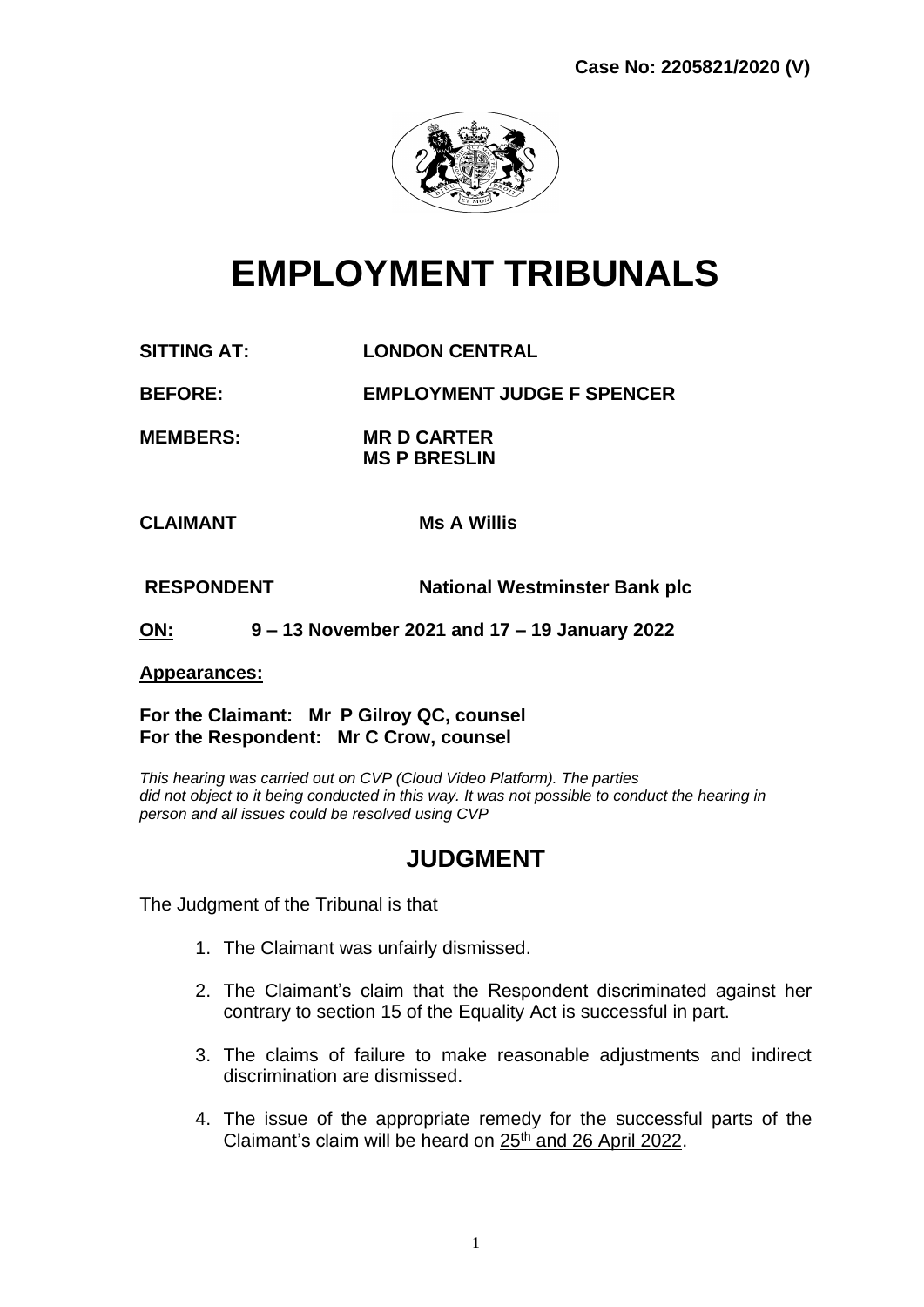**Case No: 2205821/2020 (V)**

# EMPLOYMENT TRIBUNALS

**SITTING AT:** **LONDON CENTRAL**

**BEFORE:** **EMPLOYMENT JUDGE F SPENCER**

**MEMBERS:** **MR D CARTER**
**MS P BRESLIN**

**CLAIMANT** **Ms A Willis**

**RESPONDENT** **National Westminster Bank plc**

**ON:** **9 – 13 November 2021 and 17 – 19 January 2022**

**Appearances:**

**For the Claimant: Mr P Gilroy QC, counsel**
**For the Respondent: Mr C Crow, counsel**

*This hearing was carried out on CVP (Cloud Video Platform). The parties did not object to it being conducted in this way. It was not possible to conduct the hearing in person and all issues could be resolved using CVP*

## JUDGMENT

The Judgment of the Tribunal is that

1. The Claimant was unfairly dismissed.
2. The Claimant's claim that the Respondent discriminated against her contrary to section 15 of the Equality Act is successful in part.
3. The claims of failure to make reasonable adjustments and indirect discrimination are dismissed.
4. The issue of the appropriate remedy for the successful parts of the Claimant's claim will be heard on 25th and 26 April 2022.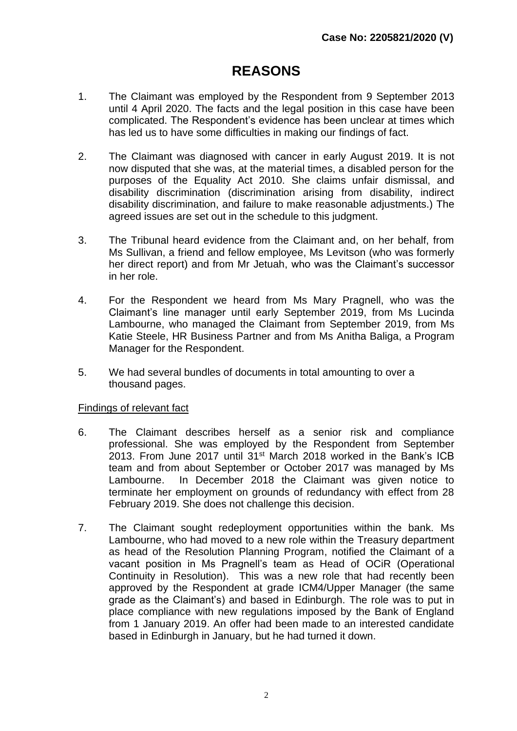**Case No: 2205821/2020 (V)**

# REASONS

1. The Claimant was employed by the Respondent from 9 September 2013 until 4 April 2020. The facts and the legal position in this case have been complicated. The Respondent's evidence has been unclear at times which has led us to have some difficulties in making our findings of fact.

2. The Claimant was diagnosed with cancer in early August 2019. It is not now disputed that she was, at the material times, a disabled person for the purposes of the Equality Act 2010. She claims unfair dismissal, and disability discrimination (discrimination arising from disability, indirect disability discrimination, and failure to make reasonable adjustments.) The agreed issues are set out in the schedule to this judgment.

3. The Tribunal heard evidence from the Claimant and, on her behalf, from Ms Sullivan, a friend and fellow employee, Ms Levitson (who was formerly her direct report) and from Mr Jetuah, who was the Claimant's successor in her role.

4. For the Respondent we heard from Ms Mary Pragnell, who was the Claimant's line manager until early September 2019, from Ms Lucinda Lambourne, who managed the Claimant from September 2019, from Ms Katie Steele, HR Business Partner and from Ms Anitha Baliga, a Program Manager for the Respondent.

5. We had several bundles of documents in total amounting to over a thousand pages.

<u>Findings of relevant fact</u>

6. The Claimant describes herself as a senior risk and compliance professional. She was employed by the Respondent from September 2013. From June 2017 until 31st March 2018 worked in the Bank's ICB team and from about September or October 2017 was managed by Ms Lambourne. In December 2018 the Claimant was given notice to terminate her employment on grounds of redundancy with effect from 28 February 2019. She does not challenge this decision.

7. The Claimant sought redeployment opportunities within the bank. Ms Lambourne, who had moved to a new role within the Treasury department as head of the Resolution Planning Program, notified the Claimant of a vacant position in Ms Pragnell's team as Head of OCiR (Operational Continuity in Resolution). This was a new role that had recently been approved by the Respondent at grade ICM4/Upper Manager (the same grade as the Claimant's) and based in Edinburgh. The role was to put in place compliance with new regulations imposed by the Bank of England from 1 January 2019. An offer had been made to an interested candidate based in Edinburgh in January, but he had turned it down.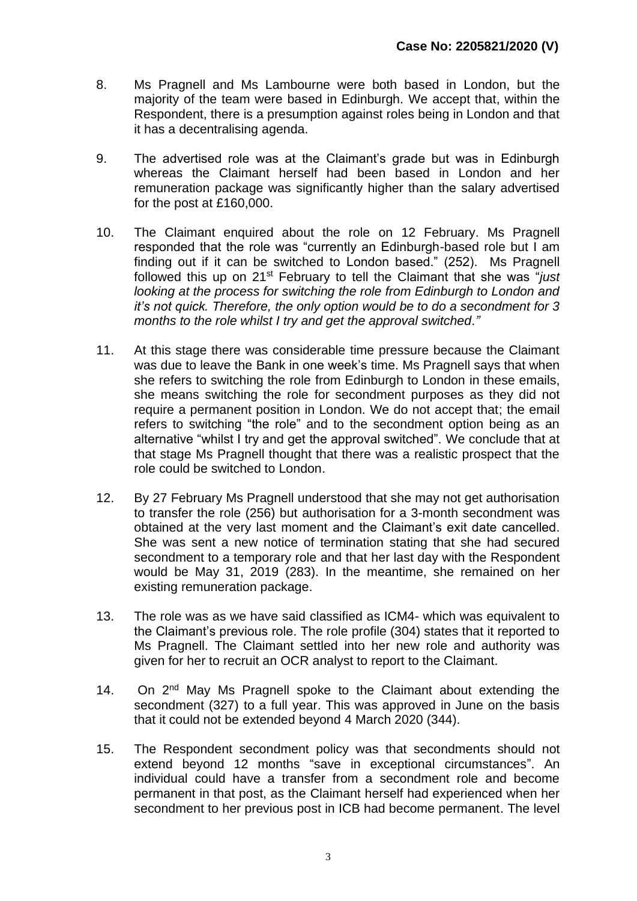8. Ms Pragnell and Ms Lambourne were both based in London, but the majority of the team were based in Edinburgh. We accept that, within the Respondent, there is a presumption against roles being in London and that it has a decentralising agenda.

9. The advertised role was at the Claimant's grade but was in Edinburgh whereas the Claimant herself had been based in London and her remuneration package was significantly higher than the salary advertised for the post at £160,000.

10. The Claimant enquired about the role on 12 February. Ms Pragnell responded that the role was "currently an Edinburgh-based role but I am finding out if it can be switched to London based." (252). Ms Pragnell followed this up on 21st February to tell the Claimant that she was "*just looking at the process for switching the role from Edinburgh to London and it's not quick. Therefore, the only option would be to do a secondment for 3 months to the role whilst I try and get the approval switched."*

11. At this stage there was considerable time pressure because the Claimant was due to leave the Bank in one week's time. Ms Pragnell says that when she refers to switching the role from Edinburgh to London in these emails, she means switching the role for secondment purposes as they did not require a permanent position in London. We do not accept that; the email refers to switching "the role" and to the secondment option being as an alternative "whilst I try and get the approval switched". We conclude that at that stage Ms Pragnell thought that there was a realistic prospect that the role could be switched to London.

12. By 27 February Ms Pragnell understood that she may not get authorisation to transfer the role (256) but authorisation for a 3-month secondment was obtained at the very last moment and the Claimant's exit date cancelled. She was sent a new notice of termination stating that she had secured secondment to a temporary role and that her last day with the Respondent would be May 31, 2019 (283). In the meantime, she remained on her existing remuneration package.

13. The role was as we have said classified as ICM4- which was equivalent to the Claimant's previous role. The role profile (304) states that it reported to Ms Pragnell. The Claimant settled into her new role and authority was given for her to recruit an OCR analyst to report to the Claimant.

14. On 2nd May Ms Pragnell spoke to the Claimant about extending the secondment (327) to a full year. This was approved in June on the basis that it could not be extended beyond 4 March 2020 (344).

15. The Respondent secondment policy was that secondments should not extend beyond 12 months "save in exceptional circumstances". An individual could have a transfer from a secondment role and become permanent in that post, as the Claimant herself had experienced when her secondment to her previous post in ICB had become permanent. The level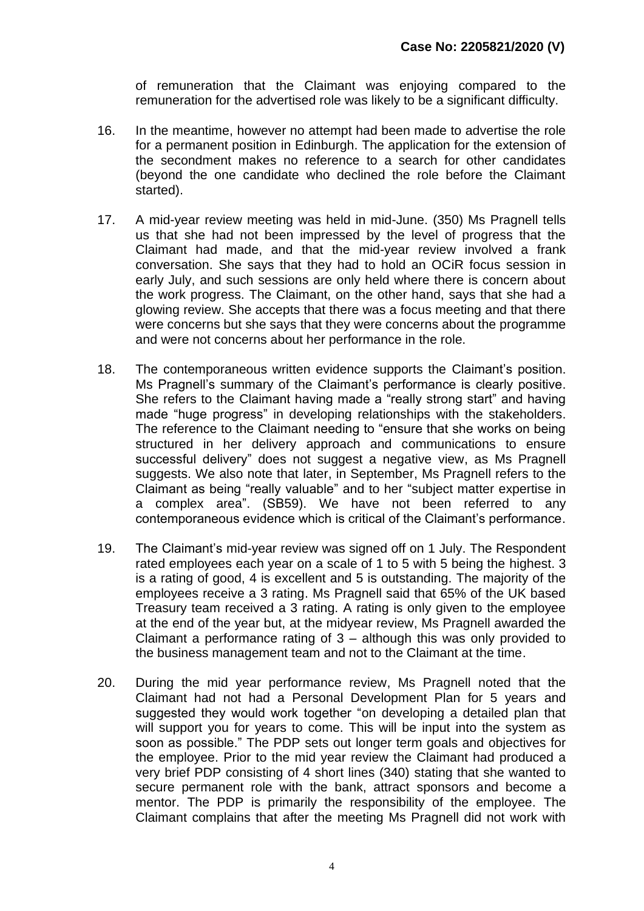of remuneration that the Claimant was enjoying compared to the remuneration for the advertised role was likely to be a significant difficulty.

16. In the meantime, however no attempt had been made to advertise the role for a permanent position in Edinburgh. The application for the extension of the secondment makes no reference to a search for other candidates (beyond the one candidate who declined the role before the Claimant started).

17. A mid-year review meeting was held in mid-June. (350) Ms Pragnell tells us that she had not been impressed by the level of progress that the Claimant had made, and that the mid-year review involved a frank conversation. She says that they had to hold an OCiR focus session in early July, and such sessions are only held where there is concern about the work progress. The Claimant, on the other hand, says that she had a glowing review. She accepts that there was a focus meeting and that there were concerns but she says that they were concerns about the programme and were not concerns about her performance in the role.

18. The contemporaneous written evidence supports the Claimant's position. Ms Pragnell's summary of the Claimant's performance is clearly positive. She refers to the Claimant having made a "really strong start" and having made "huge progress" in developing relationships with the stakeholders. The reference to the Claimant needing to "ensure that she works on being structured in her delivery approach and communications to ensure successful delivery" does not suggest a negative view, as Ms Pragnell suggests. We also note that later, in September, Ms Pragnell refers to the Claimant as being "really valuable" and to her "subject matter expertise in a complex area". (SB59). We have not been referred to any contemporaneous evidence which is critical of the Claimant's performance.

19. The Claimant's mid-year review was signed off on 1 July. The Respondent rated employees each year on a scale of 1 to 5 with 5 being the highest. 3 is a rating of good, 4 is excellent and 5 is outstanding. The majority of the employees receive a 3 rating. Ms Pragnell said that 65% of the UK based Treasury team received a 3 rating. A rating is only given to the employee at the end of the year but, at the midyear review, Ms Pragnell awarded the Claimant a performance rating of 3 – although this was only provided to the business management team and not to the Claimant at the time.

20. During the mid year performance review, Ms Pragnell noted that the Claimant had not had a Personal Development Plan for 5 years and suggested they would work together "on developing a detailed plan that will support you for years to come. This will be input into the system as soon as possible." The PDP sets out longer term goals and objectives for the employee. Prior to the mid year review the Claimant had produced a very brief PDP consisting of 4 short lines (340) stating that she wanted to secure permanent role with the bank, attract sponsors and become a mentor. The PDP is primarily the responsibility of the employee. The Claimant complains that after the meeting Ms Pragnell did not work with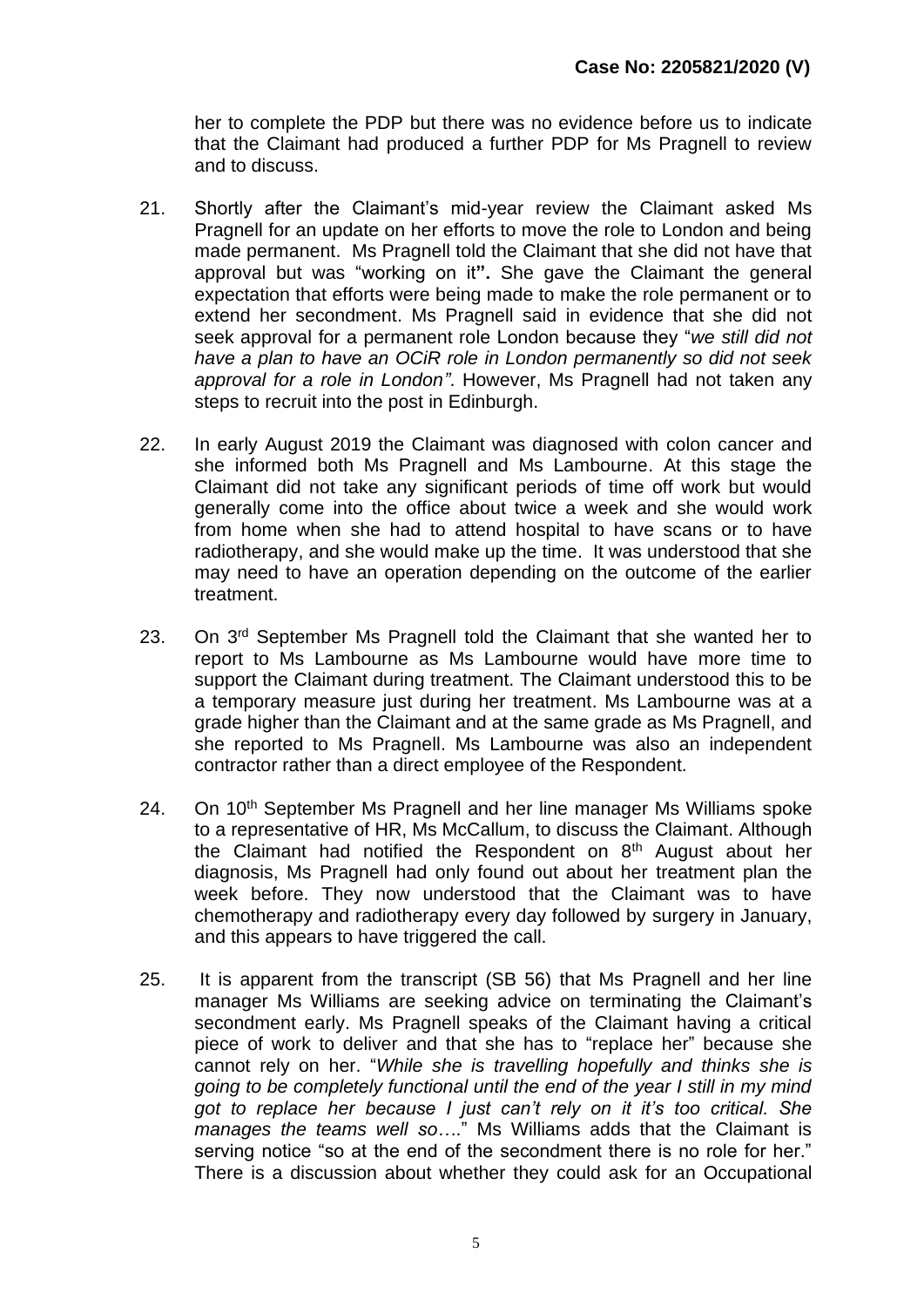her to complete the PDP but there was no evidence before us to indicate that the Claimant had produced a further PDP for Ms Pragnell to review and to discuss.

21. Shortly after the Claimant's mid-year review the Claimant asked Ms Pragnell for an update on her efforts to move the role to London and being made permanent. Ms Pragnell told the Claimant that she did not have that approval but was "working on it**".** She gave the Claimant the general expectation that efforts were being made to make the role permanent or to extend her secondment. Ms Pragnell said in evidence that she did not seek approval for a permanent role London because they "*we still did not have a plan to have an OCiR role in London permanently so did not seek approval for a role in London"*. However, Ms Pragnell had not taken any steps to recruit into the post in Edinburgh.

22. In early August 2019 the Claimant was diagnosed with colon cancer and she informed both Ms Pragnell and Ms Lambourne. At this stage the Claimant did not take any significant periods of time off work but would generally come into the office about twice a week and she would work from home when she had to attend hospital to have scans or to have radiotherapy, and she would make up the time. It was understood that she may need to have an operation depending on the outcome of the earlier treatment.

23. On 3rd September Ms Pragnell told the Claimant that she wanted her to report to Ms Lambourne as Ms Lambourne would have more time to support the Claimant during treatment. The Claimant understood this to be a temporary measure just during her treatment. Ms Lambourne was at a grade higher than the Claimant and at the same grade as Ms Pragnell, and she reported to Ms Pragnell. Ms Lambourne was also an independent contractor rather than a direct employee of the Respondent.

24. On 10th September Ms Pragnell and her line manager Ms Williams spoke to a representative of HR, Ms McCallum, to discuss the Claimant. Although the Claimant had notified the Respondent on 8th August about her diagnosis, Ms Pragnell had only found out about her treatment plan the week before. They now understood that the Claimant was to have chemotherapy and radiotherapy every day followed by surgery in January, and this appears to have triggered the call.

25. It is apparent from the transcript (SB 56) that Ms Pragnell and her line manager Ms Williams are seeking advice on terminating the Claimant's secondment early. Ms Pragnell speaks of the Claimant having a critical piece of work to deliver and that she has to "replace her" because she cannot rely on her. "*While she is travelling hopefully and thinks she is going to be completely functional until the end of the year I still in my mind got to replace her because I just can't rely on it it's too critical. She manages the teams well so….*" Ms Williams adds that the Claimant is serving notice "so at the end of the secondment there is no role for her." There is a discussion about whether they could ask for an Occupational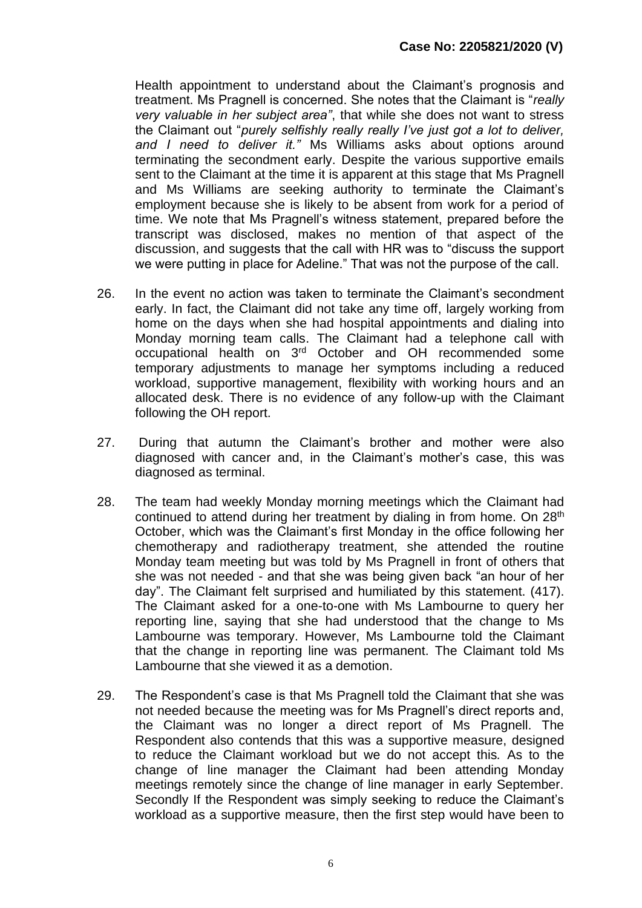Health appointment to understand about the Claimant's prognosis and treatment. Ms Pragnell is concerned. She notes that the Claimant is "*really very valuable in her subject area"*, that while she does not want to stress the Claimant out "*purely selfishly really really I've just got a lot to deliver, and I need to deliver it."* Ms Williams asks about options around terminating the secondment early. Despite the various supportive emails sent to the Claimant at the time it is apparent at this stage that Ms Pragnell and Ms Williams are seeking authority to terminate the Claimant's employment because she is likely to be absent from work for a period of time. We note that Ms Pragnell's witness statement, prepared before the transcript was disclosed, makes no mention of that aspect of the discussion, and suggests that the call with HR was to "discuss the support we were putting in place for Adeline." That was not the purpose of the call.

26. In the event no action was taken to terminate the Claimant's secondment early. In fact, the Claimant did not take any time off, largely working from home on the days when she had hospital appointments and dialing into Monday morning team calls. The Claimant had a telephone call with occupational health on 3rd October and OH recommended some temporary adjustments to manage her symptoms including a reduced workload, supportive management, flexibility with working hours and an allocated desk. There is no evidence of any follow-up with the Claimant following the OH report.

27. During that autumn the Claimant's brother and mother were also diagnosed with cancer and, in the Claimant's mother's case, this was diagnosed as terminal.

28. The team had weekly Monday morning meetings which the Claimant had continued to attend during her treatment by dialing in from home. On 28th October, which was the Claimant's first Monday in the office following her chemotherapy and radiotherapy treatment, she attended the routine Monday team meeting but was told by Ms Pragnell in front of others that she was not needed - and that she was being given back "an hour of her day". The Claimant felt surprised and humiliated by this statement. (417). The Claimant asked for a one-to-one with Ms Lambourne to query her reporting line, saying that she had understood that the change to Ms Lambourne was temporary. However, Ms Lambourne told the Claimant that the change in reporting line was permanent. The Claimant told Ms Lambourne that she viewed it as a demotion.

29. The Respondent's case is that Ms Pragnell told the Claimant that she was not needed because the meeting was for Ms Pragnell's direct reports and, the Claimant was no longer a direct report of Ms Pragnell. The Respondent also contends that this was a supportive measure, designed to reduce the Claimant workload but we do not accept this. As to the change of line manager the Claimant had been attending Monday meetings remotely since the change of line manager in early September. Secondly If the Respondent was simply seeking to reduce the Claimant's workload as a supportive measure, then the first step would have been to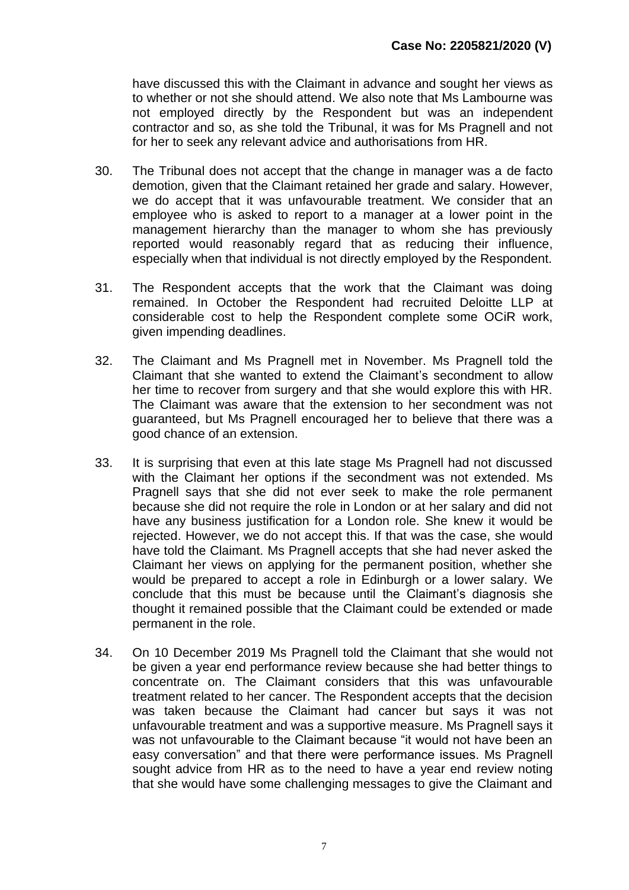have discussed this with the Claimant in advance and sought her views as to whether or not she should attend. We also note that Ms Lambourne was not employed directly by the Respondent but was an independent contractor and so, as she told the Tribunal, it was for Ms Pragnell and not for her to seek any relevant advice and authorisations from HR.

30. The Tribunal does not accept that the change in manager was a de facto demotion, given that the Claimant retained her grade and salary. However, we do accept that it was unfavourable treatment. We consider that an employee who is asked to report to a manager at a lower point in the management hierarchy than the manager to whom she has previously reported would reasonably regard that as reducing their influence, especially when that individual is not directly employed by the Respondent.

31. The Respondent accepts that the work that the Claimant was doing remained. In October the Respondent had recruited Deloitte LLP at considerable cost to help the Respondent complete some OCiR work, given impending deadlines.

32. The Claimant and Ms Pragnell met in November. Ms Pragnell told the Claimant that she wanted to extend the Claimant's secondment to allow her time to recover from surgery and that she would explore this with HR. The Claimant was aware that the extension to her secondment was not guaranteed, but Ms Pragnell encouraged her to believe that there was a good chance of an extension.

33. It is surprising that even at this late stage Ms Pragnell had not discussed with the Claimant her options if the secondment was not extended. Ms Pragnell says that she did not ever seek to make the role permanent because she did not require the role in London or at her salary and did not have any business justification for a London role. She knew it would be rejected. However, we do not accept this. If that was the case, she would have told the Claimant. Ms Pragnell accepts that she had never asked the Claimant her views on applying for the permanent position, whether she would be prepared to accept a role in Edinburgh or a lower salary. We conclude that this must be because until the Claimant's diagnosis she thought it remained possible that the Claimant could be extended or made permanent in the role.

34. On 10 December 2019 Ms Pragnell told the Claimant that she would not be given a year end performance review because she had better things to concentrate on. The Claimant considers that this was unfavourable treatment related to her cancer. The Respondent accepts that the decision was taken because the Claimant had cancer but says it was not unfavourable treatment and was a supportive measure. Ms Pragnell says it was not unfavourable to the Claimant because "it would not have been an easy conversation" and that there were performance issues. Ms Pragnell sought advice from HR as to the need to have a year end review noting that she would have some challenging messages to give the Claimant and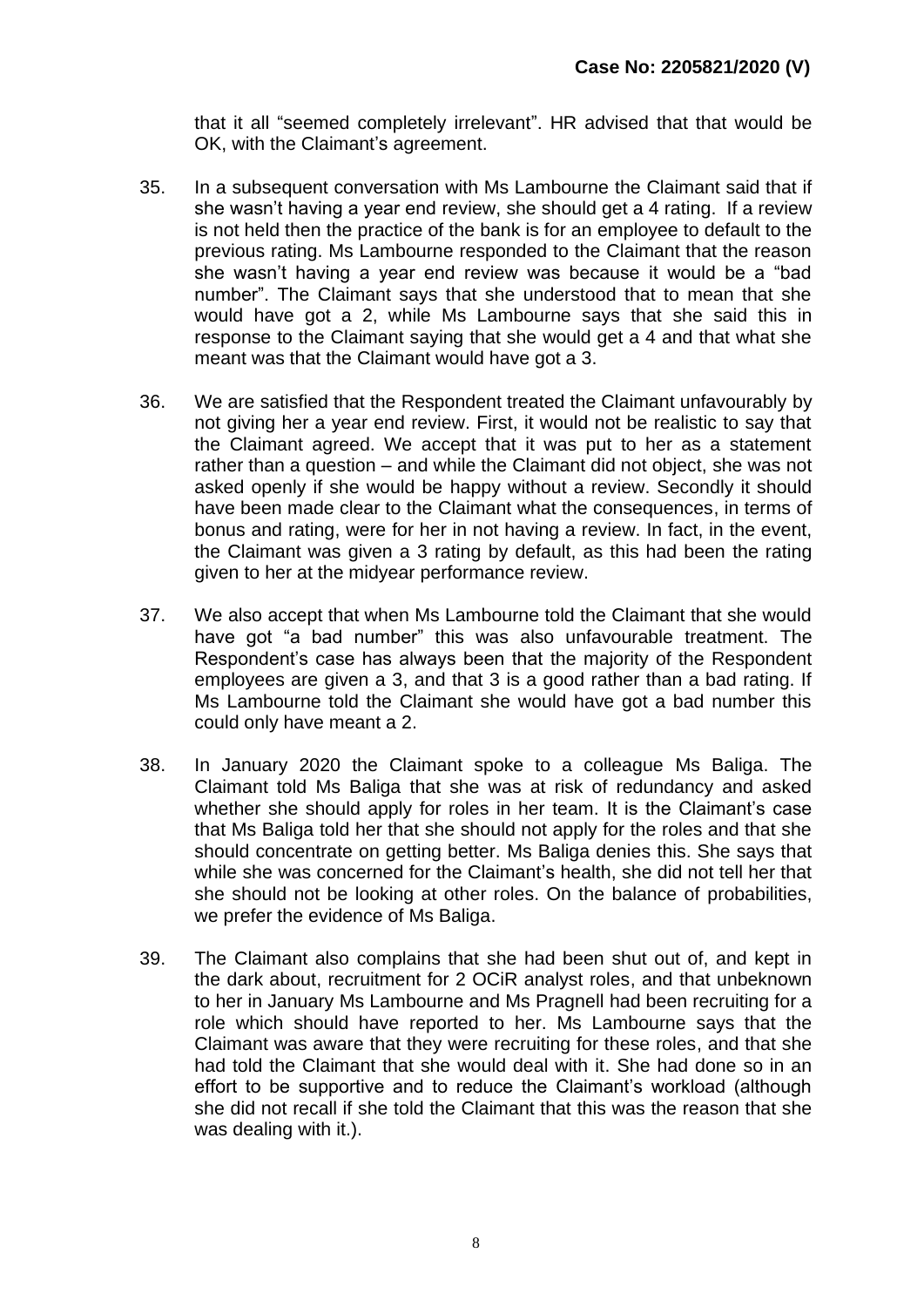that it all "seemed completely irrelevant". HR advised that that would be OK, with the Claimant's agreement.

35. In a subsequent conversation with Ms Lambourne the Claimant said that if she wasn't having a year end review, she should get a 4 rating. If a review is not held then the practice of the bank is for an employee to default to the previous rating. Ms Lambourne responded to the Claimant that the reason she wasn't having a year end review was because it would be a "bad number". The Claimant says that she understood that to mean that she would have got a 2, while Ms Lambourne says that she said this in response to the Claimant saying that she would get a 4 and that what she meant was that the Claimant would have got a 3.

36. We are satisfied that the Respondent treated the Claimant unfavourably by not giving her a year end review. First, it would not be realistic to say that the Claimant agreed. We accept that it was put to her as a statement rather than a question – and while the Claimant did not object, she was not asked openly if she would be happy without a review. Secondly it should have been made clear to the Claimant what the consequences, in terms of bonus and rating, were for her in not having a review. In fact, in the event, the Claimant was given a 3 rating by default, as this had been the rating given to her at the midyear performance review.

37. We also accept that when Ms Lambourne told the Claimant that she would have got "a bad number" this was also unfavourable treatment. The Respondent's case has always been that the majority of the Respondent employees are given a 3, and that 3 is a good rather than a bad rating. If Ms Lambourne told the Claimant she would have got a bad number this could only have meant a 2.

38. In January 2020 the Claimant spoke to a colleague Ms Baliga. The Claimant told Ms Baliga that she was at risk of redundancy and asked whether she should apply for roles in her team. It is the Claimant's case that Ms Baliga told her that she should not apply for the roles and that she should concentrate on getting better. Ms Baliga denies this. She says that while she was concerned for the Claimant's health, she did not tell her that she should not be looking at other roles. On the balance of probabilities, we prefer the evidence of Ms Baliga.

39. The Claimant also complains that she had been shut out of, and kept in the dark about, recruitment for 2 OCiR analyst roles, and that unbeknown to her in January Ms Lambourne and Ms Pragnell had been recruiting for a role which should have reported to her. Ms Lambourne says that the Claimant was aware that they were recruiting for these roles, and that she had told the Claimant that she would deal with it. She had done so in an effort to be supportive and to reduce the Claimant's workload (although she did not recall if she told the Claimant that this was the reason that she was dealing with it.).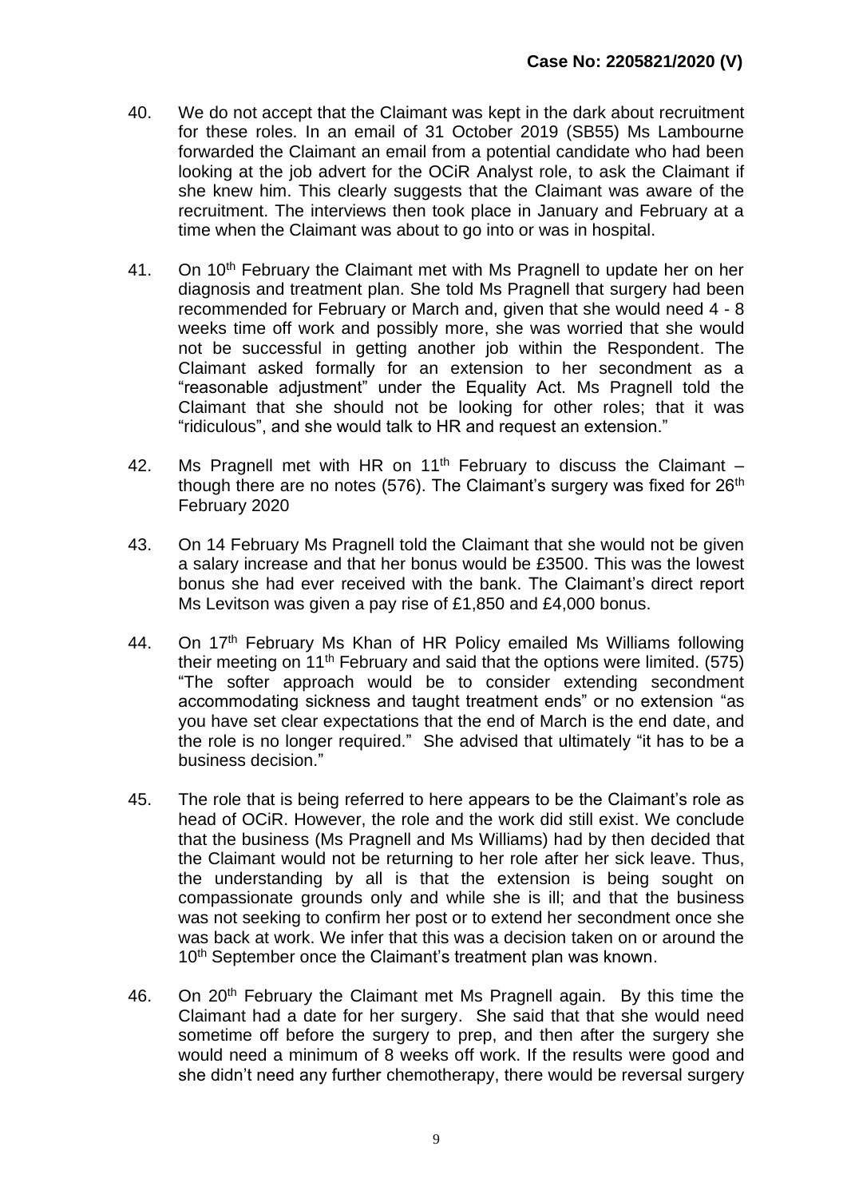40. We do not accept that the Claimant was kept in the dark about recruitment for these roles. In an email of 31 October 2019 (SB55) Ms Lambourne forwarded the Claimant an email from a potential candidate who had been looking at the job advert for the OCiR Analyst role, to ask the Claimant if she knew him. This clearly suggests that the Claimant was aware of the recruitment. The interviews then took place in January and February at a time when the Claimant was about to go into or was in hospital.

41. On 10th February the Claimant met with Ms Pragnell to update her on her diagnosis and treatment plan. She told Ms Pragnell that surgery had been recommended for February or March and, given that she would need 4 - 8 weeks time off work and possibly more, she was worried that she would not be successful in getting another job within the Respondent. The Claimant asked formally for an extension to her secondment as a "reasonable adjustment" under the Equality Act. Ms Pragnell told the Claimant that she should not be looking for other roles; that it was "ridiculous", and she would talk to HR and request an extension."

42. Ms Pragnell met with HR on 11th February to discuss the Claimant – though there are no notes (576). The Claimant's surgery was fixed for 26th February 2020

43. On 14 February Ms Pragnell told the Claimant that she would not be given a salary increase and that her bonus would be £3500. This was the lowest bonus she had ever received with the bank. The Claimant's direct report Ms Levitson was given a pay rise of £1,850 and £4,000 bonus.

44. On 17th February Ms Khan of HR Policy emailed Ms Williams following their meeting on 11th February and said that the options were limited. (575) "The softer approach would be to consider extending secondment accommodating sickness and taught treatment ends" or no extension "as you have set clear expectations that the end of March is the end date, and the role is no longer required." She advised that ultimately "it has to be a business decision."

45. The role that is being referred to here appears to be the Claimant's role as head of OCiR. However, the role and the work did still exist. We conclude that the business (Ms Pragnell and Ms Williams) had by then decided that the Claimant would not be returning to her role after her sick leave. Thus, the understanding by all is that the extension is being sought on compassionate grounds only and while she is ill; and that the business was not seeking to confirm her post or to extend her secondment once she was back at work. We infer that this was a decision taken on or around the 10th September once the Claimant's treatment plan was known.

46. On 20th February the Claimant met Ms Pragnell again. By this time the Claimant had a date for her surgery. She said that that she would need sometime off before the surgery to prep, and then after the surgery she would need a minimum of 8 weeks off work. If the results were good and she didn't need any further chemotherapy, there would be reversal surgery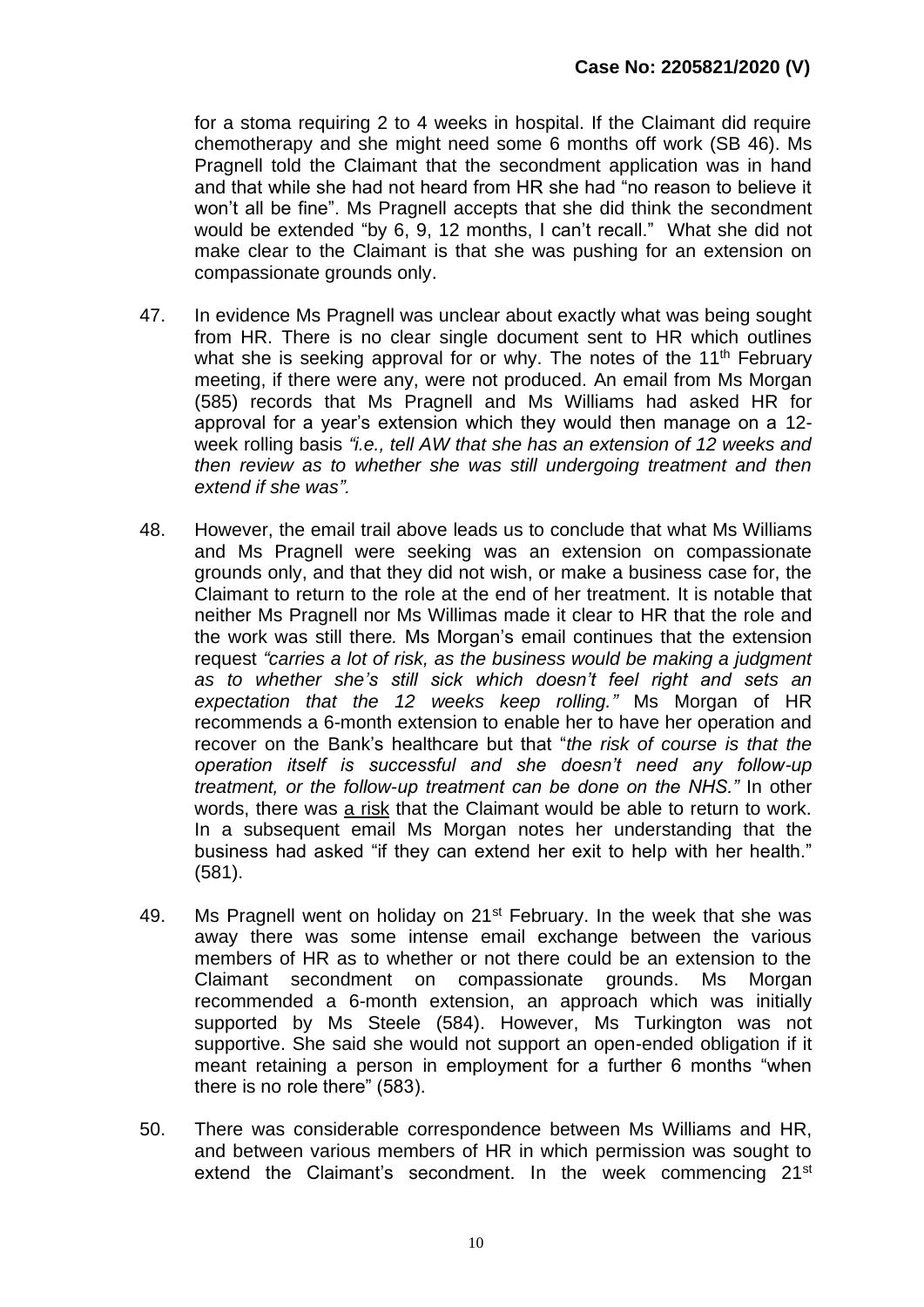for a stoma requiring 2 to 4 weeks in hospital. If the Claimant did require chemotherapy and she might need some 6 months off work (SB 46). Ms Pragnell told the Claimant that the secondment application was in hand and that while she had not heard from HR she had "no reason to believe it won't all be fine". Ms Pragnell accepts that she did think the secondment would be extended "by 6, 9, 12 months, I can't recall." What she did not make clear to the Claimant is that she was pushing for an extension on compassionate grounds only.

47. In evidence Ms Pragnell was unclear about exactly what was being sought from HR. There is no clear single document sent to HR which outlines what she is seeking approval for or why. The notes of the 11th February meeting, if there were any, were not produced. An email from Ms Morgan (585) records that Ms Pragnell and Ms Williams had asked HR for approval for a year's extension which they would then manage on a 12-week rolling basis *"i.e., tell AW that she has an extension of 12 weeks and then review as to whether she was still undergoing treatment and then extend if she was".*

48. However, the email trail above leads us to conclude that what Ms Williams and Ms Pragnell were seeking was an extension on compassionate grounds only, and that they did not wish, or make a business case for, the Claimant to return to the role at the end of her treatment. It is notable that neither Ms Pragnell nor Ms Willimas made it clear to HR that the role and the work was still there*.* Ms Morgan's email continues that the extension request *"carries a lot of risk, as the business would be making a judgment as to whether she's still sick which doesn't feel right and sets an expectation that the 12 weeks keep rolling."* Ms Morgan of HR recommends a 6-month extension to enable her to have her operation and recover on the Bank's healthcare but that "*the risk of course is that the operation itself is successful and she doesn't need any follow-up treatment, or the follow-up treatment can be done on the NHS."* In other words, there was <u>a risk</u> that the Claimant would be able to return to work. In a subsequent email Ms Morgan notes her understanding that the business had asked "if they can extend her exit to help with her health." (581).

49. Ms Pragnell went on holiday on 21st February. In the week that she was away there was some intense email exchange between the various members of HR as to whether or not there could be an extension to the Claimant secondment on compassionate grounds. Ms Morgan recommended a 6-month extension, an approach which was initially supported by Ms Steele (584). However, Ms Turkington was not supportive. She said she would not support an open-ended obligation if it meant retaining a person in employment for a further 6 months "when there is no role there" (583).

50. There was considerable correspondence between Ms Williams and HR, and between various members of HR in which permission was sought to extend the Claimant's secondment. In the week commencing 21st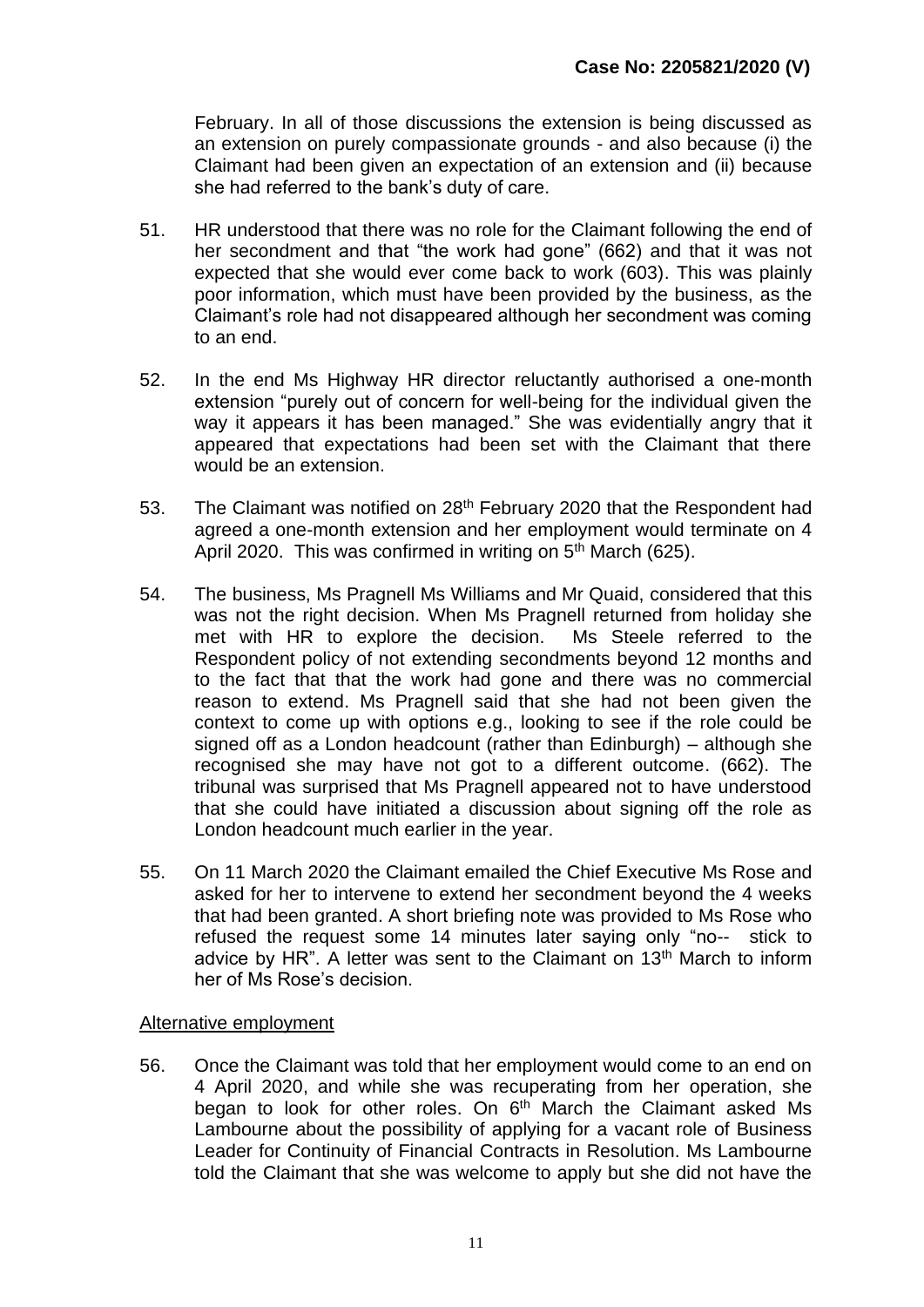February. In all of those discussions the extension is being discussed as an extension on purely compassionate grounds - and also because (i) the Claimant had been given an expectation of an extension and (ii) because she had referred to the bank's duty of care.

51. HR understood that there was no role for the Claimant following the end of her secondment and that "the work had gone" (662) and that it was not expected that she would ever come back to work (603). This was plainly poor information, which must have been provided by the business, as the Claimant's role had not disappeared although her secondment was coming to an end.

52. In the end Ms Highway HR director reluctantly authorised a one-month extension "purely out of concern for well-being for the individual given the way it appears it has been managed." She was evidentially angry that it appeared that expectations had been set with the Claimant that there would be an extension.

53. The Claimant was notified on 28th February 2020 that the Respondent had agreed a one-month extension and her employment would terminate on 4 April 2020. This was confirmed in writing on 5th March (625).

54. The business, Ms Pragnell Ms Williams and Mr Quaid, considered that this was not the right decision. When Ms Pragnell returned from holiday she met with HR to explore the decision. Ms Steele referred to the Respondent policy of not extending secondments beyond 12 months and to the fact that that the work had gone and there was no commercial reason to extend. Ms Pragnell said that she had not been given the context to come up with options e.g., looking to see if the role could be signed off as a London headcount (rather than Edinburgh) – although she recognised she may have not got to a different outcome. (662). The tribunal was surprised that Ms Pragnell appeared not to have understood that she could have initiated a discussion about signing off the role as London headcount much earlier in the year.

55. On 11 March 2020 the Claimant emailed the Chief Executive Ms Rose and asked for her to intervene to extend her secondment beyond the 4 weeks that had been granted. A short briefing note was provided to Ms Rose who refused the request some 14 minutes later saying only "no-- stick to advice by HR". A letter was sent to the Claimant on 13th March to inform her of Ms Rose's decision.

<u>Alternative employment</u>

56. Once the Claimant was told that her employment would come to an end on 4 April 2020, and while she was recuperating from her operation, she began to look for other roles. On 6th March the Claimant asked Ms Lambourne about the possibility of applying for a vacant role of Business Leader for Continuity of Financial Contracts in Resolution. Ms Lambourne told the Claimant that she was welcome to apply but she did not have the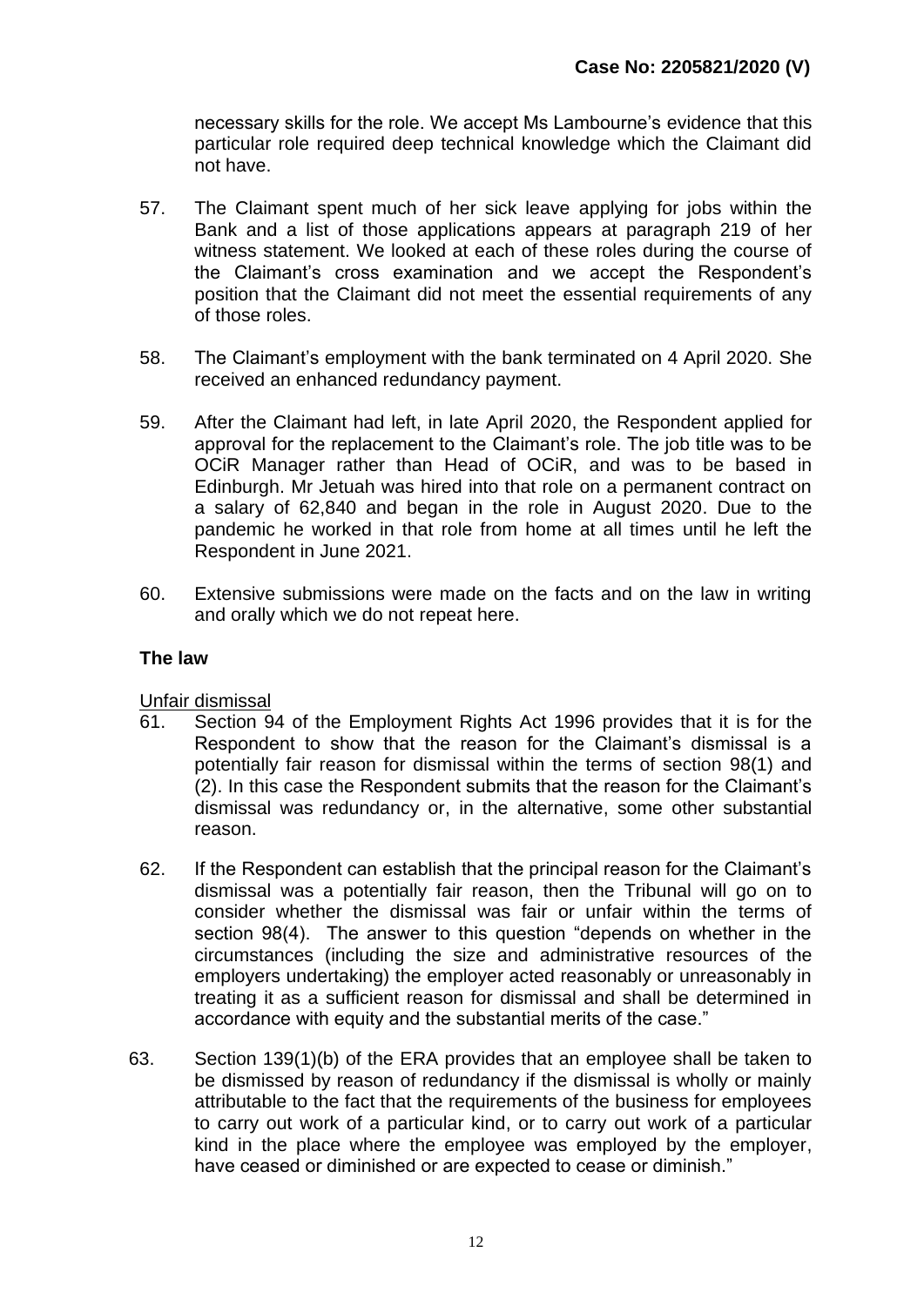necessary skills for the role. We accept Ms Lambourne's evidence that this particular role required deep technical knowledge which the Claimant did not have.

57. The Claimant spent much of her sick leave applying for jobs within the Bank and a list of those applications appears at paragraph 219 of her witness statement. We looked at each of these roles during the course of the Claimant's cross examination and we accept the Respondent's position that the Claimant did not meet the essential requirements of any of those roles.

58. The Claimant's employment with the bank terminated on 4 April 2020. She received an enhanced redundancy payment.

59. After the Claimant had left, in late April 2020, the Respondent applied for approval for the replacement to the Claimant's role. The job title was to be OCiR Manager rather than Head of OCiR, and was to be based in Edinburgh. Mr Jetuah was hired into that role on a permanent contract on a salary of 62,840 and began in the role in August 2020. Due to the pandemic he worked in that role from home at all times until he left the Respondent in June 2021.

60. Extensive submissions were made on the facts and on the law in writing and orally which we do not repeat here.

## The law

Unfair dismissal

61. Section 94 of the Employment Rights Act 1996 provides that it is for the Respondent to show that the reason for the Claimant's dismissal is a potentially fair reason for dismissal within the terms of section 98(1) and (2). In this case the Respondent submits that the reason for the Claimant's dismissal was redundancy or, in the alternative, some other substantial reason.

62. If the Respondent can establish that the principal reason for the Claimant's dismissal was a potentially fair reason, then the Tribunal will go on to consider whether the dismissal was fair or unfair within the terms of section 98(4). The answer to this question "depends on whether in the circumstances (including the size and administrative resources of the employers undertaking) the employer acted reasonably or unreasonably in treating it as a sufficient reason for dismissal and shall be determined in accordance with equity and the substantial merits of the case."

63. Section 139(1)(b) of the ERA provides that an employee shall be taken to be dismissed by reason of redundancy if the dismissal is wholly or mainly attributable to the fact that the requirements of the business for employees to carry out work of a particular kind, or to carry out work of a particular kind in the place where the employee was employed by the employer, have ceased or diminished or are expected to cease or diminish."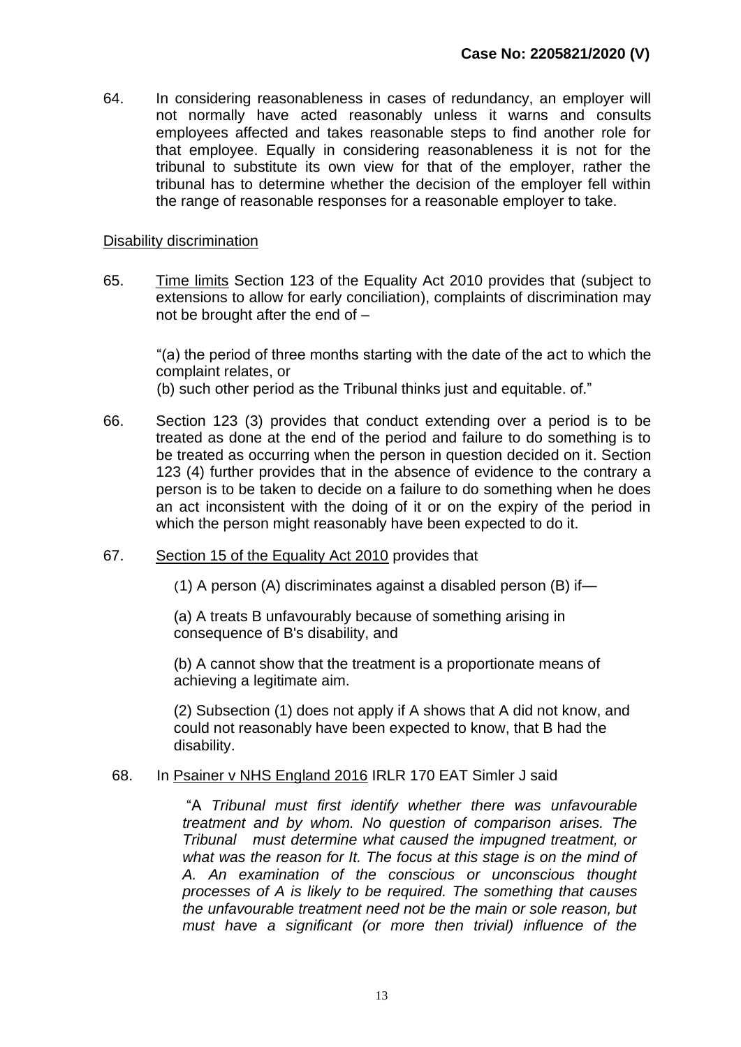64. In considering reasonableness in cases of redundancy, an employer will not normally have acted reasonably unless it warns and consults employees affected and takes reasonable steps to find another role for that employee. Equally in considering reasonableness it is not for the tribunal to substitute its own view for that of the employer, rather the tribunal has to determine whether the decision of the employer fell within the range of reasonable responses for a reasonable employer to take.

Disability discrimination

65. Time limits Section 123 of the Equality Act 2010 provides that (subject to extensions to allow for early conciliation), complaints of discrimination may not be brought after the end of –

> "(a) the period of three months starting with the date of the act to which the complaint relates, or
> (b) such other period as the Tribunal thinks just and equitable. of."

66. Section 123 (3) provides that conduct extending over a period is to be treated as done at the end of the period and failure to do something is to be treated as occurring when the person in question decided on it. Section 123 (4) further provides that in the absence of evidence to the contrary a person is to be taken to decide on a failure to do something when he does an act inconsistent with the doing of it or on the expiry of the period in which the person might reasonably have been expected to do it.

67. Section 15 of the Equality Act 2010 provides that

> (1) A person (A) discriminates against a disabled person (B) if—
>
> (a) A treats B unfavourably because of something arising in consequence of B's disability, and
>
> (b) A cannot show that the treatment is a proportionate means of achieving a legitimate aim.
>
> (2) Subsection (1) does not apply if A shows that A did not know, and could not reasonably have been expected to know, that B had the disability.

68. In Psainer v NHS England 2016 IRLR 170 EAT Simler J said

> "A *Tribunal must first identify whether there was unfavourable treatment and by whom. No question of comparison arises. The Tribunal must determine what caused the impugned treatment, or what was the reason for It. The focus at this stage is on the mind of A. An examination of the conscious or unconscious thought processes of A is likely to be required. The something that causes the unfavourable treatment need not be the main or sole reason, but must have a significant (or more then trivial) influence of the*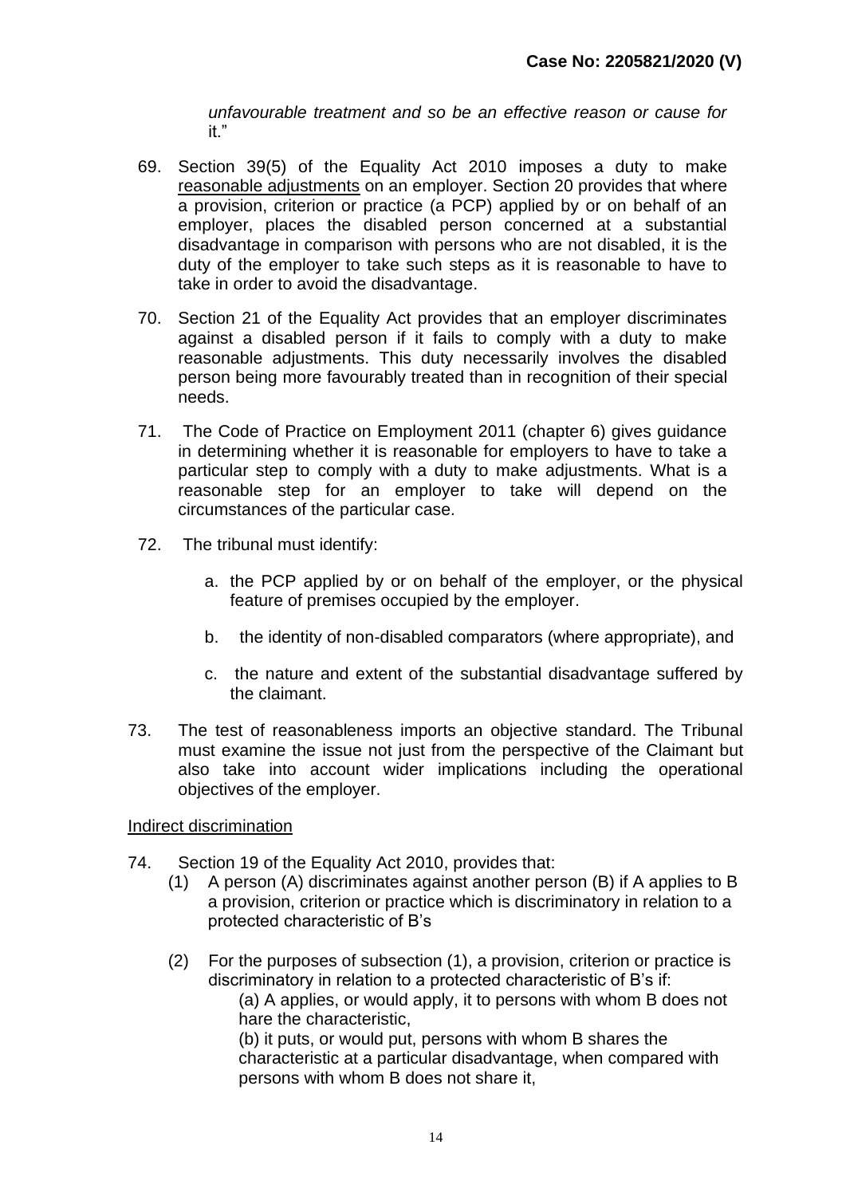*unfavourable treatment and so be an effective reason or cause for* it."

69. Section 39(5) of the Equality Act 2010 imposes a duty to make reasonable adjustments on an employer. Section 20 provides that where a provision, criterion or practice (a PCP) applied by or on behalf of an employer, places the disabled person concerned at a substantial disadvantage in comparison with persons who are not disabled, it is the duty of the employer to take such steps as it is reasonable to have to take in order to avoid the disadvantage.

70. Section 21 of the Equality Act provides that an employer discriminates against a disabled person if it fails to comply with a duty to make reasonable adjustments. This duty necessarily involves the disabled person being more favourably treated than in recognition of their special needs.

71. The Code of Practice on Employment 2011 (chapter 6) gives guidance in determining whether it is reasonable for employers to have to take a particular step to comply with a duty to make adjustments. What is a reasonable step for an employer to take will depend on the circumstances of the particular case.

72. The tribunal must identify:

    a. the PCP applied by or on behalf of the employer, or the physical feature of premises occupied by the employer.

    b. the identity of non-disabled comparators (where appropriate), and

    c. the nature and extent of the substantial disadvantage suffered by the claimant.

73. The test of reasonableness imports an objective standard. The Tribunal must examine the issue not just from the perspective of the Claimant but also take into account wider implications including the operational objectives of the employer.

Indirect discrimination

74. Section 19 of the Equality Act 2010, provides that:

    (1) A person (A) discriminates against another person (B) if A applies to B a provision, criterion or practice which is discriminatory in relation to a protected characteristic of B's

    (2) For the purposes of subsection (1), a provision, criterion or practice is discriminatory in relation to a protected characteristic of B's if:

        (a) A applies, or would apply, it to persons with whom B does not hare the characteristic,

        (b) it puts, or would put, persons with whom B shares the characteristic at a particular disadvantage, when compared with persons with whom B does not share it,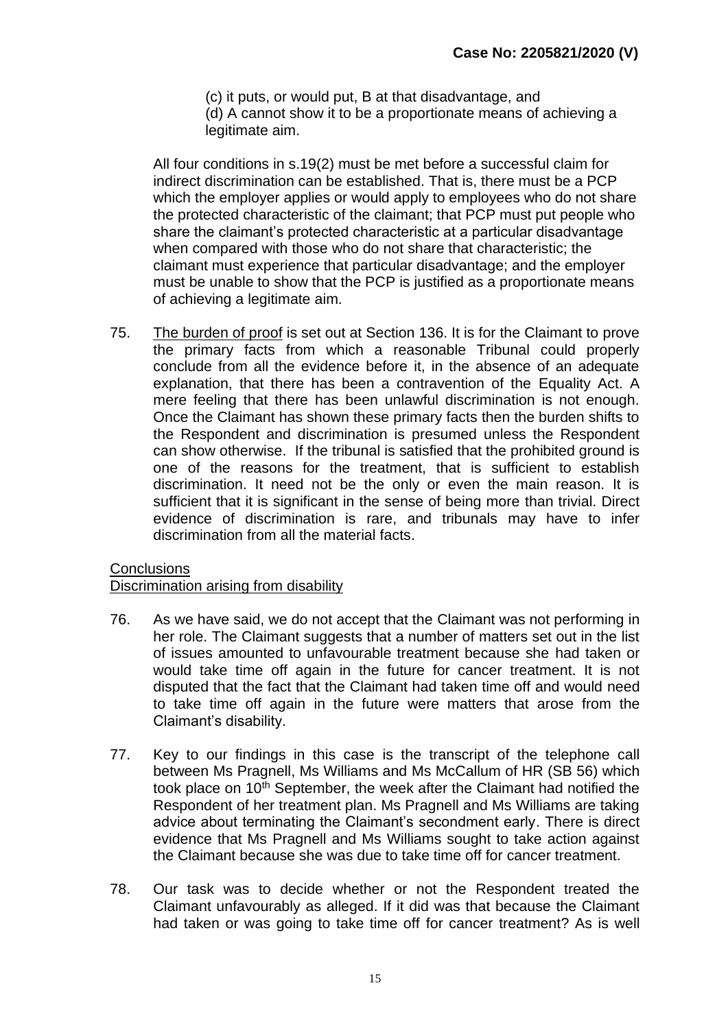(c) it puts, or would put, B at that disadvantage, and
(d) A cannot show it to be a proportionate means of achieving a legitimate aim.

All four conditions in s.19(2) must be met before a successful claim for indirect discrimination can be established. That is, there must be a PCP which the employer applies or would apply to employees who do not share the protected characteristic of the claimant; that PCP must put people who share the claimant's protected characteristic at a particular disadvantage when compared with those who do not share that characteristic; the claimant must experience that particular disadvantage; and the employer must be unable to show that the PCP is justified as a proportionate means of achieving a legitimate aim.

75. The burden of proof is set out at Section 136. It is for the Claimant to prove the primary facts from which a reasonable Tribunal could properly conclude from all the evidence before it, in the absence of an adequate explanation, that there has been a contravention of the Equality Act. A mere feeling that there has been unlawful discrimination is not enough. Once the Claimant has shown these primary facts then the burden shifts to the Respondent and discrimination is presumed unless the Respondent can show otherwise. If the tribunal is satisfied that the prohibited ground is one of the reasons for the treatment, that is sufficient to establish discrimination. It need not be the only or even the main reason. It is sufficient that it is significant in the sense of being more than trivial. Direct evidence of discrimination is rare, and tribunals may have to infer discrimination from all the material facts.

## Conclusions

### Discrimination arising from disability

76. As we have said, we do not accept that the Claimant was not performing in her role. The Claimant suggests that a number of matters set out in the list of issues amounted to unfavourable treatment because she had taken or would take time off again in the future for cancer treatment. It is not disputed that the fact that the Claimant had taken time off and would need to take time off again in the future were matters that arose from the Claimant's disability.

77. Key to our findings in this case is the transcript of the telephone call between Ms Pragnell, Ms Williams and Ms McCallum of HR (SB 56) which took place on 10th September, the week after the Claimant had notified the Respondent of her treatment plan. Ms Pragnell and Ms Williams are taking advice about terminating the Claimant's secondment early. There is direct evidence that Ms Pragnell and Ms Williams sought to take action against the Claimant because she was due to take time off for cancer treatment.

78. Our task was to decide whether or not the Respondent treated the Claimant unfavourably as alleged. If it did was that because the Claimant had taken or was going to take time off for cancer treatment? As is well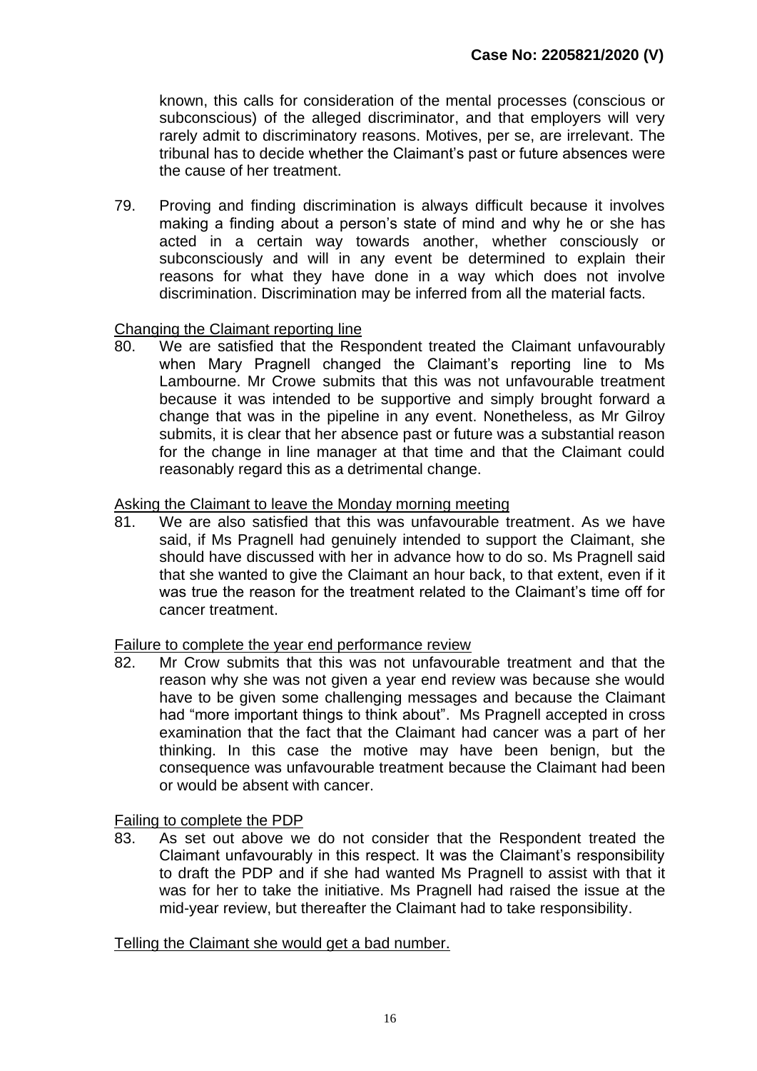known, this calls for consideration of the mental processes (conscious or subconscious) of the alleged discriminator, and that employers will very rarely admit to discriminatory reasons. Motives, per se, are irrelevant. The tribunal has to decide whether the Claimant's past or future absences were the cause of her treatment.

79. Proving and finding discrimination is always difficult because it involves making a finding about a person's state of mind and why he or she has acted in a certain way towards another, whether consciously or subconsciously and will in any event be determined to explain their reasons for what they have done in a way which does not involve discrimination. Discrimination may be inferred from all the material facts.

Changing the Claimant reporting line

80. We are satisfied that the Respondent treated the Claimant unfavourably when Mary Pragnell changed the Claimant's reporting line to Ms Lambourne. Mr Crowe submits that this was not unfavourable treatment because it was intended to be supportive and simply brought forward a change that was in the pipeline in any event. Nonetheless, as Mr Gilroy submits, it is clear that her absence past or future was a substantial reason for the change in line manager at that time and that the Claimant could reasonably regard this as a detrimental change.

Asking the Claimant to leave the Monday morning meeting

81. We are also satisfied that this was unfavourable treatment. As we have said, if Ms Pragnell had genuinely intended to support the Claimant, she should have discussed with her in advance how to do so. Ms Pragnell said that she wanted to give the Claimant an hour back, to that extent, even if it was true the reason for the treatment related to the Claimant's time off for cancer treatment.

Failure to complete the year end performance review

82. Mr Crow submits that this was not unfavourable treatment and that the reason why she was not given a year end review was because she would have to be given some challenging messages and because the Claimant had "more important things to think about". Ms Pragnell accepted in cross examination that the fact that the Claimant had cancer was a part of her thinking. In this case the motive may have been benign, but the consequence was unfavourable treatment because the Claimant had been or would be absent with cancer.

Failing to complete the PDP

83. As set out above we do not consider that the Respondent treated the Claimant unfavourably in this respect. It was the Claimant's responsibility to draft the PDP and if she had wanted Ms Pragnell to assist with that it was for her to take the initiative. Ms Pragnell had raised the issue at the mid-year review, but thereafter the Claimant had to take responsibility.

Telling the Claimant she would get a bad number.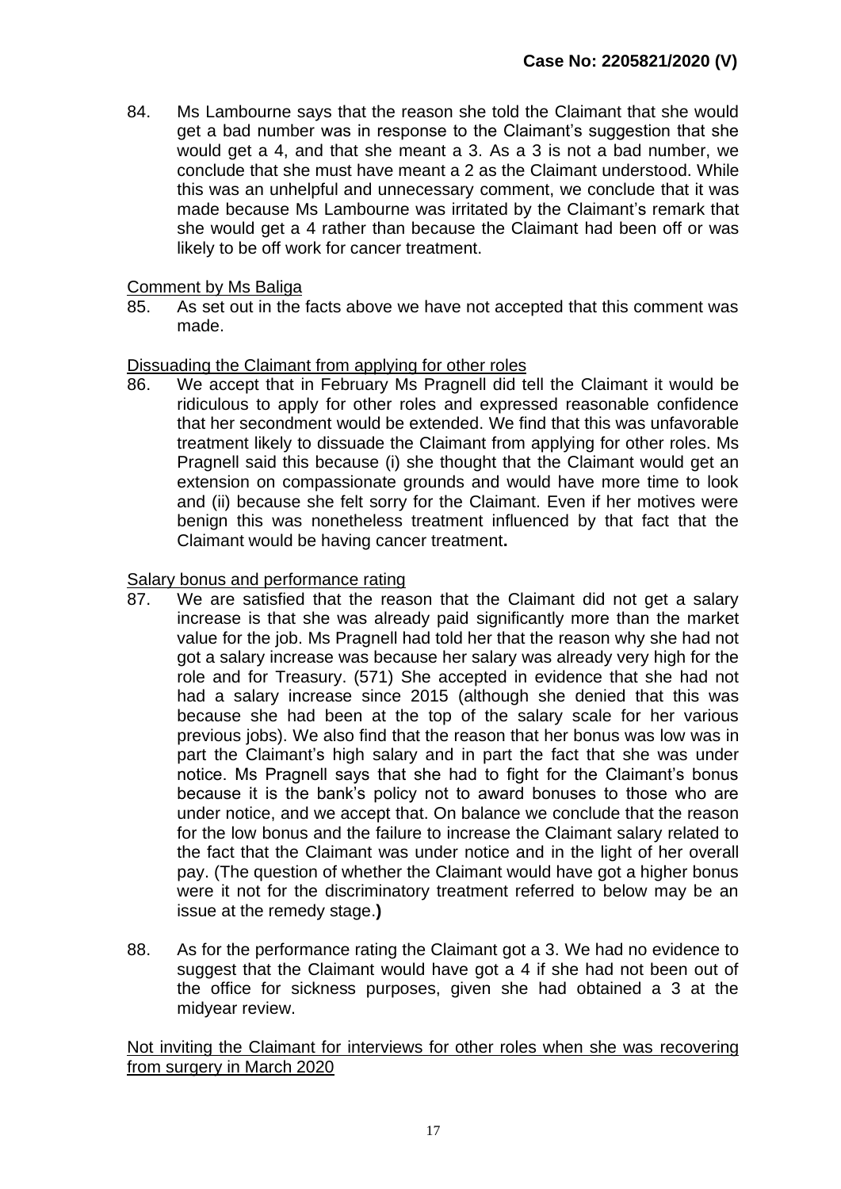84. Ms Lambourne says that the reason she told the Claimant that she would get a bad number was in response to the Claimant's suggestion that she would get a 4, and that she meant a 3. As a 3 is not a bad number, we conclude that she must have meant a 2 as the Claimant understood. While this was an unhelpful and unnecessary comment, we conclude that it was made because Ms Lambourne was irritated by the Claimant's remark that she would get a 4 rather than because the Claimant had been off or was likely to be off work for cancer treatment.

Comment by Ms Baliga

85. As set out in the facts above we have not accepted that this comment was made.

Dissuading the Claimant from applying for other roles

86. We accept that in February Ms Pragnell did tell the Claimant it would be ridiculous to apply for other roles and expressed reasonable confidence that her secondment would be extended. We find that this was unfavorable treatment likely to dissuade the Claimant from applying for other roles. Ms Pragnell said this because (i) she thought that the Claimant would get an extension on compassionate grounds and would have more time to look and (ii) because she felt sorry for the Claimant. Even if her motives were benign this was nonetheless treatment influenced by that fact that the Claimant would be having cancer treatment**.**

Salary bonus and performance rating

87. We are satisfied that the reason that the Claimant did not get a salary increase is that she was already paid significantly more than the market value for the job. Ms Pragnell had told her that the reason why she had not got a salary increase was because her salary was already very high for the role and for Treasury. (571) She accepted in evidence that she had not had a salary increase since 2015 (although she denied that this was because she had been at the top of the salary scale for her various previous jobs). We also find that the reason that her bonus was low was in part the Claimant's high salary and in part the fact that she was under notice. Ms Pragnell says that she had to fight for the Claimant's bonus because it is the bank's policy not to award bonuses to those who are under notice, and we accept that. On balance we conclude that the reason for the low bonus and the failure to increase the Claimant salary related to the fact that the Claimant was under notice and in the light of her overall pay. (The question of whether the Claimant would have got a higher bonus were it not for the discriminatory treatment referred to below may be an issue at the remedy stage.**)**

88. As for the performance rating the Claimant got a 3. We had no evidence to suggest that the Claimant would have got a 4 if she had not been out of the office for sickness purposes, given she had obtained a 3 at the midyear review.

Not inviting the Claimant for interviews for other roles when she was recovering from surgery in March 2020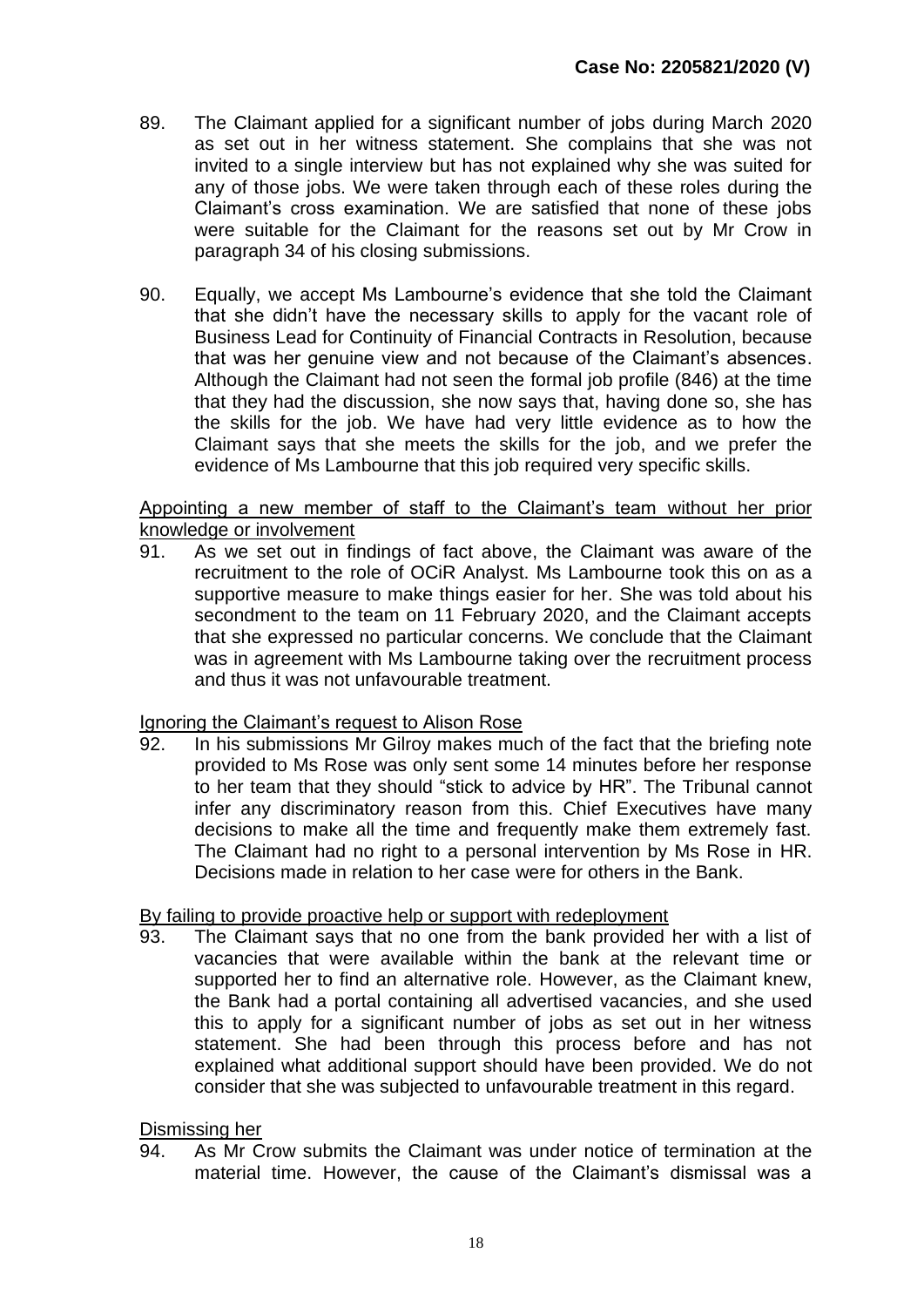89. The Claimant applied for a significant number of jobs during March 2020 as set out in her witness statement. She complains that she was not invited to a single interview but has not explained why she was suited for any of those jobs. We were taken through each of these roles during the Claimant's cross examination. We are satisfied that none of these jobs were suitable for the Claimant for the reasons set out by Mr Crow in paragraph 34 of his closing submissions.

90. Equally, we accept Ms Lambourne's evidence that she told the Claimant that she didn't have the necessary skills to apply for the vacant role of Business Lead for Continuity of Financial Contracts in Resolution, because that was her genuine view and not because of the Claimant's absences. Although the Claimant had not seen the formal job profile (846) at the time that they had the discussion, she now says that, having done so, she has the skills for the job. We have had very little evidence as to how the Claimant says that she meets the skills for the job, and we prefer the evidence of Ms Lambourne that this job required very specific skills.

Appointing a new member of staff to the Claimant's team without her prior knowledge or involvement

91. As we set out in findings of fact above, the Claimant was aware of the recruitment to the role of OCiR Analyst. Ms Lambourne took this on as a supportive measure to make things easier for her. She was told about his secondment to the team on 11 February 2020, and the Claimant accepts that she expressed no particular concerns. We conclude that the Claimant was in agreement with Ms Lambourne taking over the recruitment process and thus it was not unfavourable treatment.

Ignoring the Claimant's request to Alison Rose

92. In his submissions Mr Gilroy makes much of the fact that the briefing note provided to Ms Rose was only sent some 14 minutes before her response to her team that they should "stick to advice by HR". The Tribunal cannot infer any discriminatory reason from this. Chief Executives have many decisions to make all the time and frequently make them extremely fast. The Claimant had no right to a personal intervention by Ms Rose in HR. Decisions made in relation to her case were for others in the Bank.

By failing to provide proactive help or support with redeployment

93. The Claimant says that no one from the bank provided her with a list of vacancies that were available within the bank at the relevant time or supported her to find an alternative role. However, as the Claimant knew, the Bank had a portal containing all advertised vacancies, and she used this to apply for a significant number of jobs as set out in her witness statement. She had been through this process before and has not explained what additional support should have been provided. We do not consider that she was subjected to unfavourable treatment in this regard.

Dismissing her

94. As Mr Crow submits the Claimant was under notice of termination at the material time. However, the cause of the Claimant's dismissal was a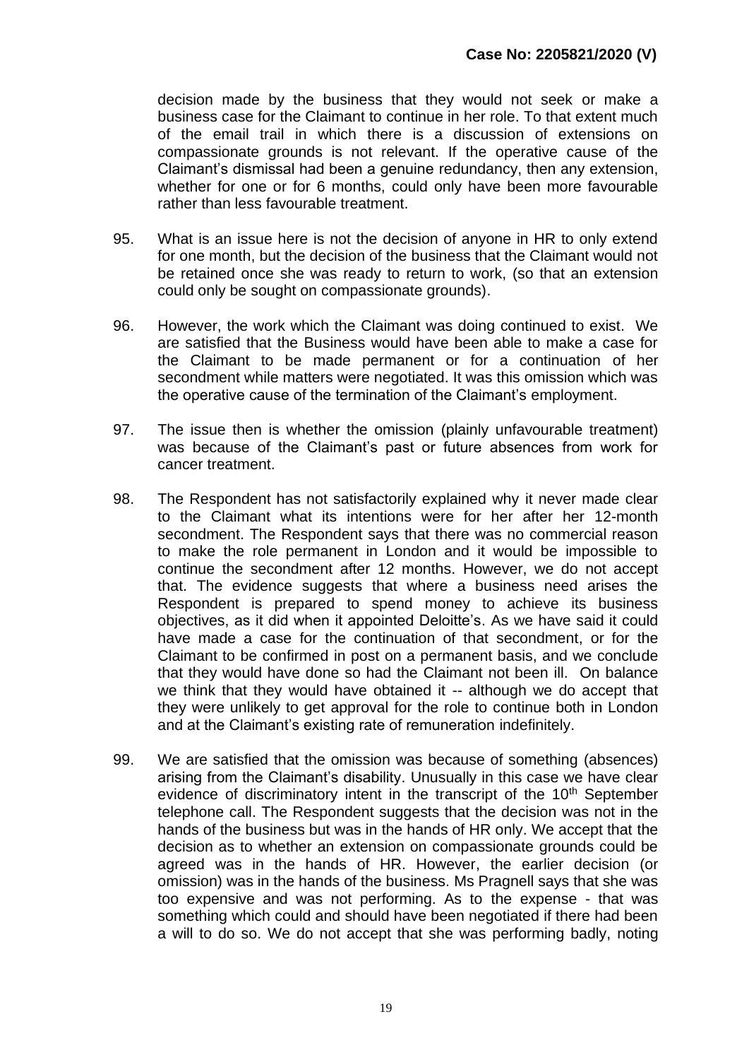decision made by the business that they would not seek or make a business case for the Claimant to continue in her role. To that extent much of the email trail in which there is a discussion of extensions on compassionate grounds is not relevant. If the operative cause of the Claimant's dismissal had been a genuine redundancy, then any extension, whether for one or for 6 months, could only have been more favourable rather than less favourable treatment.

95. What is an issue here is not the decision of anyone in HR to only extend for one month, but the decision of the business that the Claimant would not be retained once she was ready to return to work, (so that an extension could only be sought on compassionate grounds).

96. However, the work which the Claimant was doing continued to exist. We are satisfied that the Business would have been able to make a case for the Claimant to be made permanent or for a continuation of her secondment while matters were negotiated. It was this omission which was the operative cause of the termination of the Claimant's employment.

97. The issue then is whether the omission (plainly unfavourable treatment) was because of the Claimant's past or future absences from work for cancer treatment.

98. The Respondent has not satisfactorily explained why it never made clear to the Claimant what its intentions were for her after her 12-month secondment. The Respondent says that there was no commercial reason to make the role permanent in London and it would be impossible to continue the secondment after 12 months. However, we do not accept that. The evidence suggests that where a business need arises the Respondent is prepared to spend money to achieve its business objectives, as it did when it appointed Deloitte's. As we have said it could have made a case for the continuation of that secondment, or for the Claimant to be confirmed in post on a permanent basis, and we conclude that they would have done so had the Claimant not been ill. On balance we think that they would have obtained it -- although we do accept that they were unlikely to get approval for the role to continue both in London and at the Claimant's existing rate of remuneration indefinitely.

99. We are satisfied that the omission was because of something (absences) arising from the Claimant's disability. Unusually in this case we have clear evidence of discriminatory intent in the transcript of the 10th September telephone call. The Respondent suggests that the decision was not in the hands of the business but was in the hands of HR only. We accept that the decision as to whether an extension on compassionate grounds could be agreed was in the hands of HR. However, the earlier decision (or omission) was in the hands of the business. Ms Pragnell says that she was too expensive and was not performing. As to the expense - that was something which could and should have been negotiated if there had been a will to do so. We do not accept that she was performing badly, noting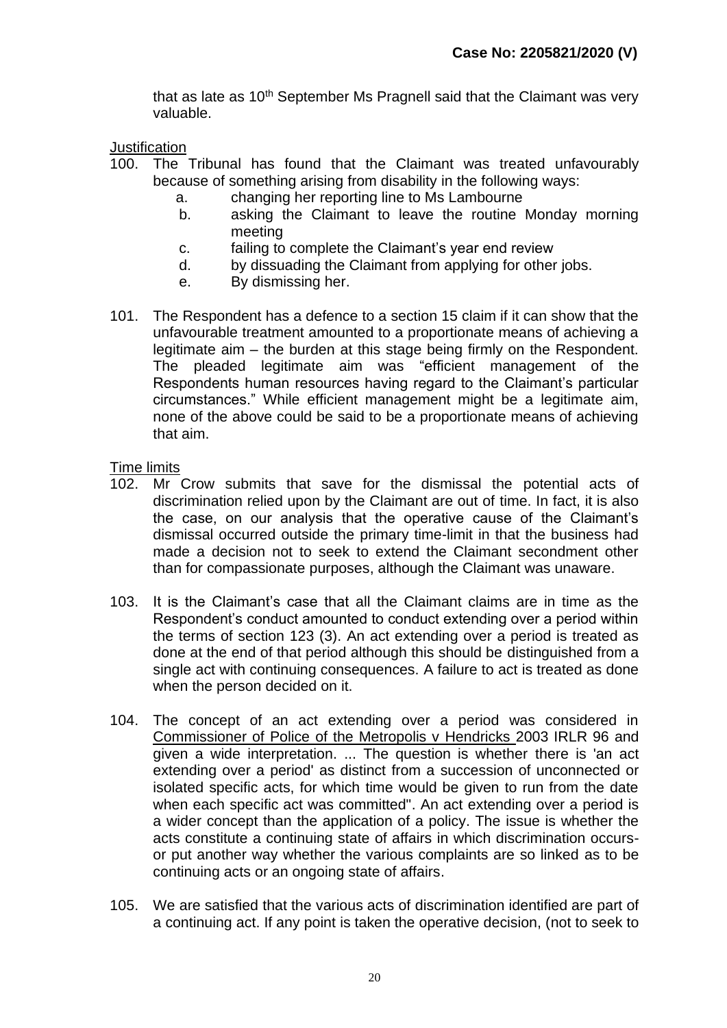that as late as 10th September Ms Pragnell said that the Claimant was very valuable.

Justification

100. The Tribunal has found that the Claimant was treated unfavourably because of something arising from disability in the following ways:
    a. changing her reporting line to Ms Lambourne
    b. asking the Claimant to leave the routine Monday morning meeting
    c. failing to complete the Claimant's year end review
    d. by dissuading the Claimant from applying for other jobs.
    e. By dismissing her.

101. The Respondent has a defence to a section 15 claim if it can show that the unfavourable treatment amounted to a proportionate means of achieving a legitimate aim – the burden at this stage being firmly on the Respondent. The pleaded legitimate aim was "efficient management of the Respondents human resources having regard to the Claimant's particular circumstances." While efficient management might be a legitimate aim, none of the above could be said to be a proportionate means of achieving that aim.

Time limits

102. Mr Crow submits that save for the dismissal the potential acts of discrimination relied upon by the Claimant are out of time. In fact, it is also the case, on our analysis that the operative cause of the Claimant's dismissal occurred outside the primary time-limit in that the business had made a decision not to seek to extend the Claimant secondment other than for compassionate purposes, although the Claimant was unaware.

103. It is the Claimant's case that all the Claimant claims are in time as the Respondent's conduct amounted to conduct extending over a period within the terms of section 123 (3). An act extending over a period is treated as done at the end of that period although this should be distinguished from a single act with continuing consequences. A failure to act is treated as done when the person decided on it.

104. The concept of an act extending over a period was considered in Commissioner of Police of the Metropolis v Hendricks 2003 IRLR 96 and given a wide interpretation. ... The question is whether there is 'an act extending over a period' as distinct from a succession of unconnected or isolated specific acts, for which time would be given to run from the date when each specific act was committed". An act extending over a period is a wider concept than the application of a policy. The issue is whether the acts constitute a continuing state of affairs in which discrimination occurs- or put another way whether the various complaints are so linked as to be continuing acts or an ongoing state of affairs.

105. We are satisfied that the various acts of discrimination identified are part of a continuing act. If any point is taken the operative decision, (not to seek to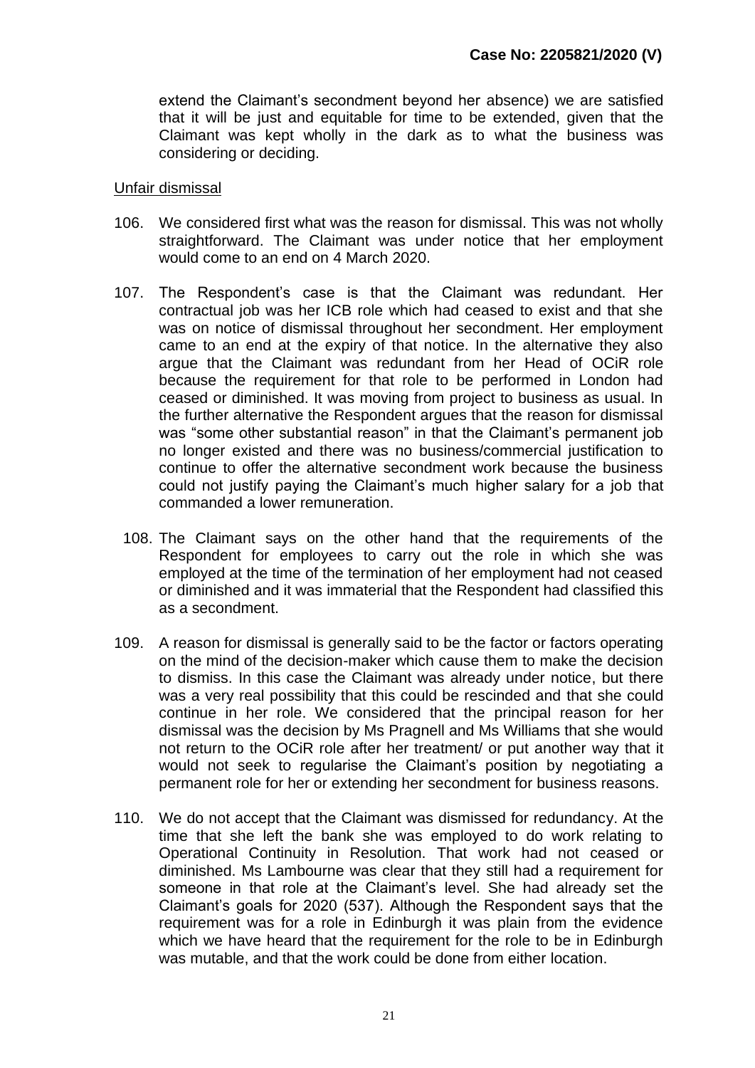extend the Claimant's secondment beyond her absence) we are satisfied that it will be just and equitable for time to be extended, given that the Claimant was kept wholly in the dark as to what the business was considering or deciding.

Unfair dismissal

106. We considered first what was the reason for dismissal. This was not wholly straightforward. The Claimant was under notice that her employment would come to an end on 4 March 2020.

107. The Respondent's case is that the Claimant was redundant. Her contractual job was her ICB role which had ceased to exist and that she was on notice of dismissal throughout her secondment. Her employment came to an end at the expiry of that notice. In the alternative they also argue that the Claimant was redundant from her Head of OCiR role because the requirement for that role to be performed in London had ceased or diminished. It was moving from project to business as usual. In the further alternative the Respondent argues that the reason for dismissal was "some other substantial reason" in that the Claimant's permanent job no longer existed and there was no business/commercial justification to continue to offer the alternative secondment work because the business could not justify paying the Claimant's much higher salary for a job that commanded a lower remuneration.

108. The Claimant says on the other hand that the requirements of the Respondent for employees to carry out the role in which she was employed at the time of the termination of her employment had not ceased or diminished and it was immaterial that the Respondent had classified this as a secondment.

109. A reason for dismissal is generally said to be the factor or factors operating on the mind of the decision-maker which cause them to make the decision to dismiss. In this case the Claimant was already under notice, but there was a very real possibility that this could be rescinded and that she could continue in her role. We considered that the principal reason for her dismissal was the decision by Ms Pragnell and Ms Williams that she would not return to the OCiR role after her treatment/ or put another way that it would not seek to regularise the Claimant's position by negotiating a permanent role for her or extending her secondment for business reasons.

110. We do not accept that the Claimant was dismissed for redundancy. At the time that she left the bank she was employed to do work relating to Operational Continuity in Resolution. That work had not ceased or diminished. Ms Lambourne was clear that they still had a requirement for someone in that role at the Claimant's level. She had already set the Claimant's goals for 2020 (537). Although the Respondent says that the requirement was for a role in Edinburgh it was plain from the evidence which we have heard that the requirement for the role to be in Edinburgh was mutable, and that the work could be done from either location.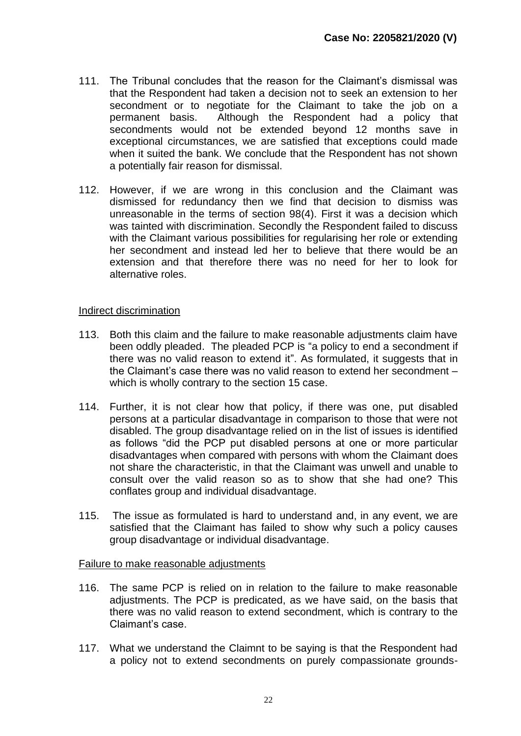111. The Tribunal concludes that the reason for the Claimant's dismissal was that the Respondent had taken a decision not to seek an extension to her secondment or to negotiate for the Claimant to take the job on a permanent basis. Although the Respondent had a policy that secondments would not be extended beyond 12 months save in exceptional circumstances, we are satisfied that exceptions could made when it suited the bank. We conclude that the Respondent has not shown a potentially fair reason for dismissal.

112. However, if we are wrong in this conclusion and the Claimant was dismissed for redundancy then we find that decision to dismiss was unreasonable in the terms of section 98(4). First it was a decision which was tainted with discrimination. Secondly the Respondent failed to discuss with the Claimant various possibilities for regularising her role or extending her secondment and instead led her to believe that there would be an extension and that therefore there was no need for her to look for alternative roles.

Indirect discrimination

113. Both this claim and the failure to make reasonable adjustments claim have been oddly pleaded. The pleaded PCP is "a policy to end a secondment if there was no valid reason to extend it". As formulated, it suggests that in the Claimant's case there was no valid reason to extend her secondment – which is wholly contrary to the section 15 case.

114. Further, it is not clear how that policy, if there was one, put disabled persons at a particular disadvantage in comparison to those that were not disabled. The group disadvantage relied on in the list of issues is identified as follows "did the PCP put disabled persons at one or more particular disadvantages when compared with persons with whom the Claimant does not share the characteristic, in that the Claimant was unwell and unable to consult over the valid reason so as to show that she had one? This conflates group and individual disadvantage.

115. The issue as formulated is hard to understand and, in any event, we are satisfied that the Claimant has failed to show why such a policy causes group disadvantage or individual disadvantage.

Failure to make reasonable adjustments

116. The same PCP is relied on in relation to the failure to make reasonable adjustments. The PCP is predicated, as we have said, on the basis that there was no valid reason to extend secondment, which is contrary to the Claimant's case.

117. What we understand the Claimnt to be saying is that the Respondent had a policy not to extend secondments on purely compassionate grounds-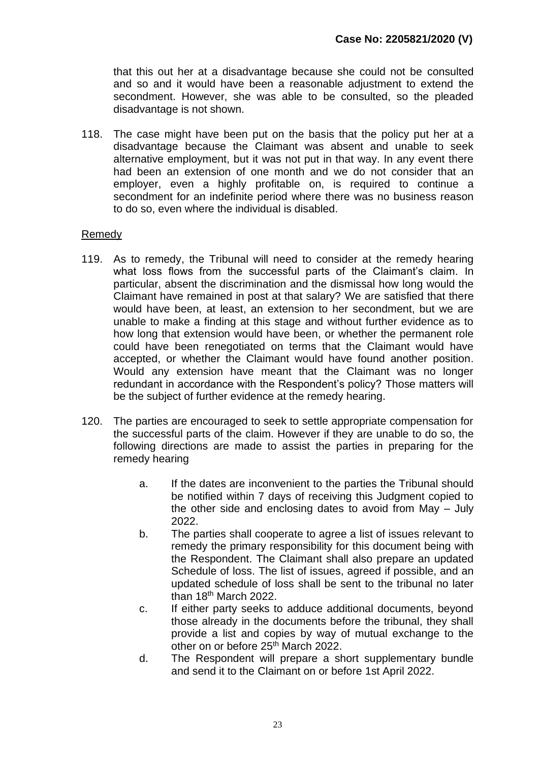that this out her at a disadvantage because she could not be consulted and so and it would have been a reasonable adjustment to extend the secondment. However, she was able to be consulted, so the pleaded disadvantage is not shown.

118. The case might have been put on the basis that the policy put her at a disadvantage because the Claimant was absent and unable to seek alternative employment, but it was not put in that way. In any event there had been an extension of one month and we do not consider that an employer, even a highly profitable on, is required to continue a secondment for an indefinite period where there was no business reason to do so, even where the individual is disabled.

## Remedy

119. As to remedy, the Tribunal will need to consider at the remedy hearing what loss flows from the successful parts of the Claimant's claim. In particular, absent the discrimination and the dismissal how long would the Claimant have remained in post at that salary? We are satisfied that there would have been, at least, an extension to her secondment, but we are unable to make a finding at this stage and without further evidence as to how long that extension would have been, or whether the permanent role could have been renegotiated on terms that the Claimant would have accepted, or whether the Claimant would have found another position. Would any extension have meant that the Claimant was no longer redundant in accordance with the Respondent's policy? Those matters will be the subject of further evidence at the remedy hearing.

120. The parties are encouraged to seek to settle appropriate compensation for the successful parts of the claim. However if they are unable to do so, the following directions are made to assist the parties in preparing for the remedy hearing

    a. If the dates are inconvenient to the parties the Tribunal should be notified within 7 days of receiving this Judgment copied to the other side and enclosing dates to avoid from May – July 2022.

    b. The parties shall cooperate to agree a list of issues relevant to remedy the primary responsibility for this document being with the Respondent. The Claimant shall also prepare an updated Schedule of loss. The list of issues, agreed if possible, and an updated schedule of loss shall be sent to the tribunal no later than 18th March 2022.

    c. If either party seeks to adduce additional documents, beyond those already in the documents before the tribunal, they shall provide a list and copies by way of mutual exchange to the other on or before 25th March 2022.

    d. The Respondent will prepare a short supplementary bundle and send it to the Claimant on or before 1st April 2022.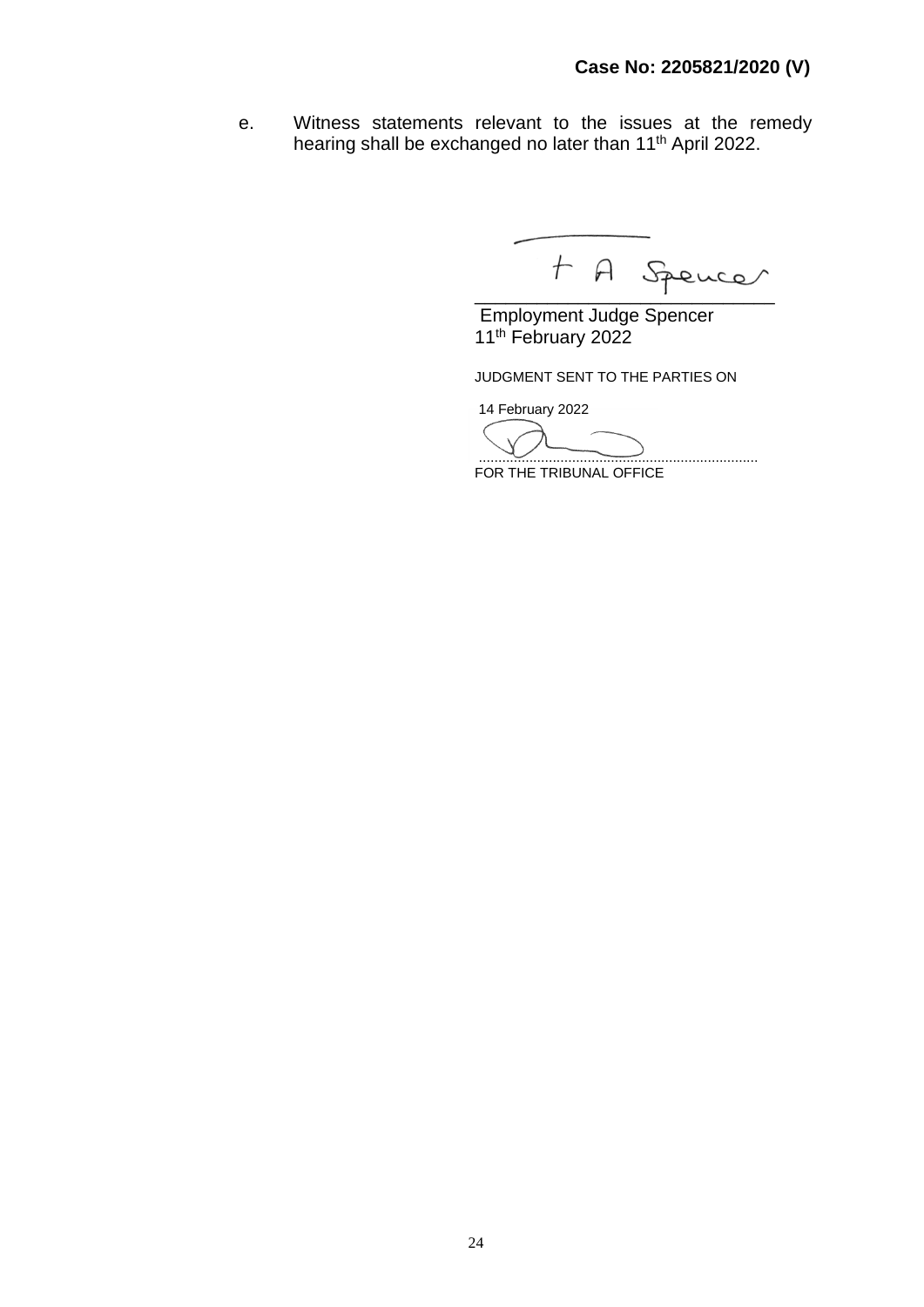e. Witness statements relevant to the issues at the remedy hearing shall be exchanged no later than 11th April 2022.

Employment Judge Spencer
11th February 2022

JUDGMENT SENT TO THE PARTIES ON

14 February 2022

.....................................................................
FOR THE TRIBUNAL OFFICE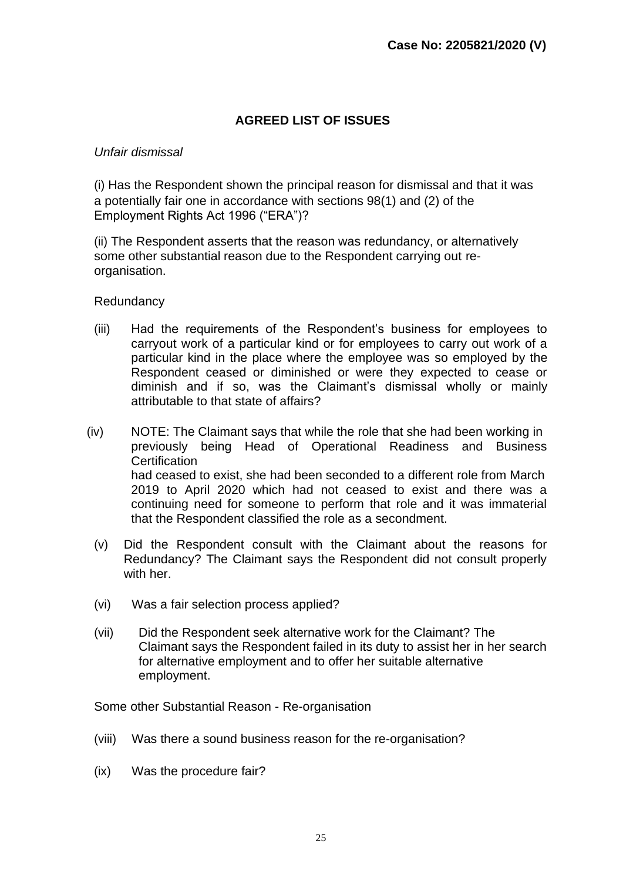**Case No: 2205821/2020 (V)**

## AGREED LIST OF ISSUES

*Unfair dismissal*

(i) Has the Respondent shown the principal reason for dismissal and that it was a potentially fair one in accordance with sections 98(1) and (2) of the Employment Rights Act 1996 ("ERA")?

(ii) The Respondent asserts that the reason was redundancy, or alternatively some other substantial reason due to the Respondent carrying out re-organisation.

Redundancy

(iii) Had the requirements of the Respondent's business for employees to carryout work of a particular kind or for employees to carry out work of a particular kind in the place where the employee was so employed by the Respondent ceased or diminished or were they expected to cease or diminish and if so, was the Claimant's dismissal wholly or mainly attributable to that state of affairs?

(iv) NOTE: The Claimant says that while the role that she had been working in previously being Head of Operational Readiness and Business Certification had ceased to exist, she had been seconded to a different role from March 2019 to April 2020 which had not ceased to exist and there was a continuing need for someone to perform that role and it was immaterial that the Respondent classified the role as a secondment.

(v) Did the Respondent consult with the Claimant about the reasons for Redundancy? The Claimant says the Respondent did not consult properly with her.

(vi) Was a fair selection process applied?

(vii) Did the Respondent seek alternative work for the Claimant? The Claimant says the Respondent failed in its duty to assist her in her search for alternative employment and to offer her suitable alternative employment.

Some other Substantial Reason - Re-organisation

(viii) Was there a sound business reason for the re-organisation?

(ix) Was the procedure fair?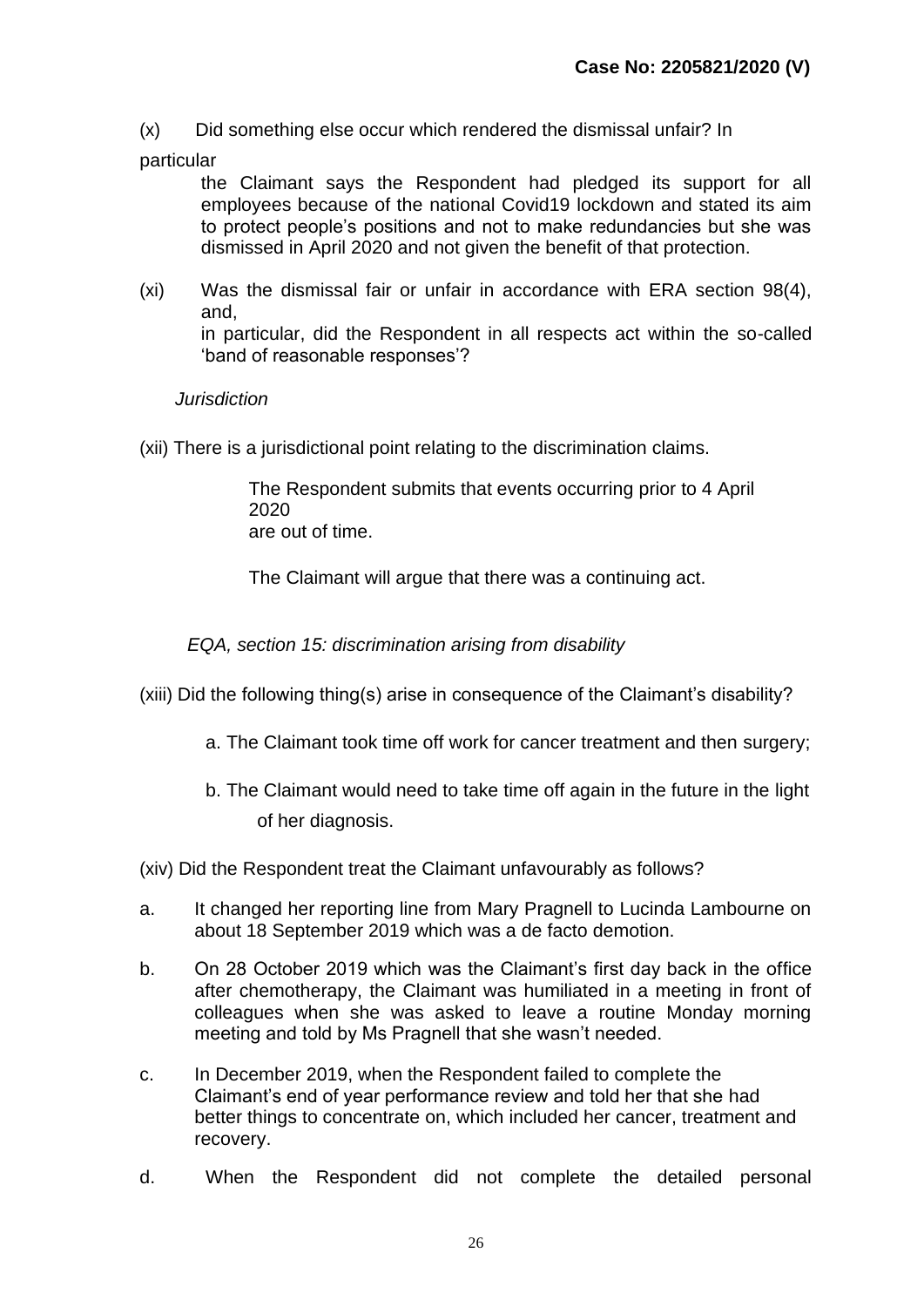(x) Did something else occur which rendered the dismissal unfair? In particular

the Claimant says the Respondent had pledged its support for all employees because of the national Covid19 lockdown and stated its aim to protect people's positions and not to make redundancies but she was dismissed in April 2020 and not given the benefit of that protection.

(xi) Was the dismissal fair or unfair in accordance with ERA section 98(4), and,

in particular, did the Respondent in all respects act within the so-called 'band of reasonable responses'?

*Jurisdiction*

(xii) There is a jurisdictional point relating to the discrimination claims.

The Respondent submits that events occurring prior to 4 April 2020 are out of time.

The Claimant will argue that there was a continuing act.

*EQA, section 15: discrimination arising from disability*

(xiii) Did the following thing(s) arise in consequence of the Claimant's disability?

a. The Claimant took time off work for cancer treatment and then surgery;

b. The Claimant would need to take time off again in the future in the light of her diagnosis.

(xiv) Did the Respondent treat the Claimant unfavourably as follows?

a. It changed her reporting line from Mary Pragnell to Lucinda Lambourne on about 18 September 2019 which was a de facto demotion.

b. On 28 October 2019 which was the Claimant's first day back in the office after chemotherapy, the Claimant was humiliated in a meeting in front of colleagues when she was asked to leave a routine Monday morning meeting and told by Ms Pragnell that she wasn't needed.

c. In December 2019, when the Respondent failed to complete the Claimant's end of year performance review and told her that she had better things to concentrate on, which included her cancer, treatment and recovery.

d. When the Respondent did not complete the detailed personal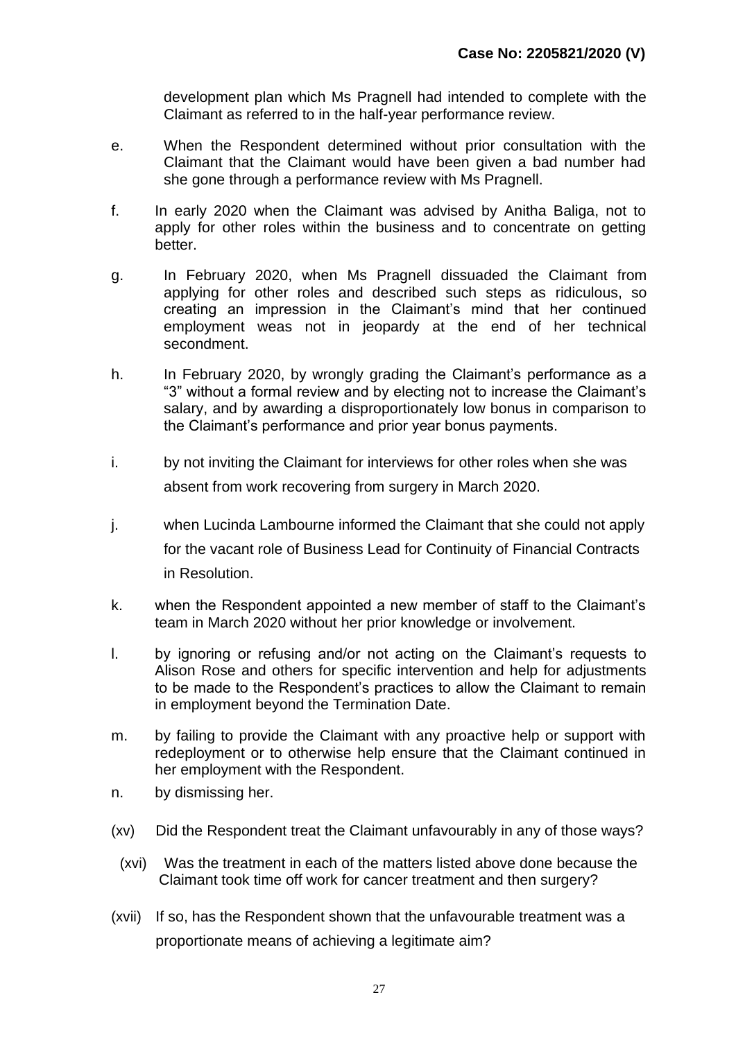development plan which Ms Pragnell had intended to complete with the Claimant as referred to in the half-year performance review.

e. When the Respondent determined without prior consultation with the Claimant that the Claimant would have been given a bad number had she gone through a performance review with Ms Pragnell.

f. In early 2020 when the Claimant was advised by Anitha Baliga, not to apply for other roles within the business and to concentrate on getting better.

g. In February 2020, when Ms Pragnell dissuaded the Claimant from applying for other roles and described such steps as ridiculous, so creating an impression in the Claimant's mind that her continued employment weas not in jeopardy at the end of her technical secondment.

h. In February 2020, by wrongly grading the Claimant's performance as a "3" without a formal review and by electing not to increase the Claimant's salary, and by awarding a disproportionately low bonus in comparison to the Claimant's performance and prior year bonus payments.

i. by not inviting the Claimant for interviews for other roles when she was absent from work recovering from surgery in March 2020.

j. when Lucinda Lambourne informed the Claimant that she could not apply for the vacant role of Business Lead for Continuity of Financial Contracts in Resolution.

k. when the Respondent appointed a new member of staff to the Claimant's team in March 2020 without her prior knowledge or involvement.

l. by ignoring or refusing and/or not acting on the Claimant's requests to Alison Rose and others for specific intervention and help for adjustments to be made to the Respondent's practices to allow the Claimant to remain in employment beyond the Termination Date.

m. by failing to provide the Claimant with any proactive help or support with redeployment or to otherwise help ensure that the Claimant continued in her employment with the Respondent.

n. by dismissing her.

(xv) Did the Respondent treat the Claimant unfavourably in any of those ways?

(xvi) Was the treatment in each of the matters listed above done because the Claimant took time off work for cancer treatment and then surgery?

(xvii) If so, has the Respondent shown that the unfavourable treatment was a proportionate means of achieving a legitimate aim?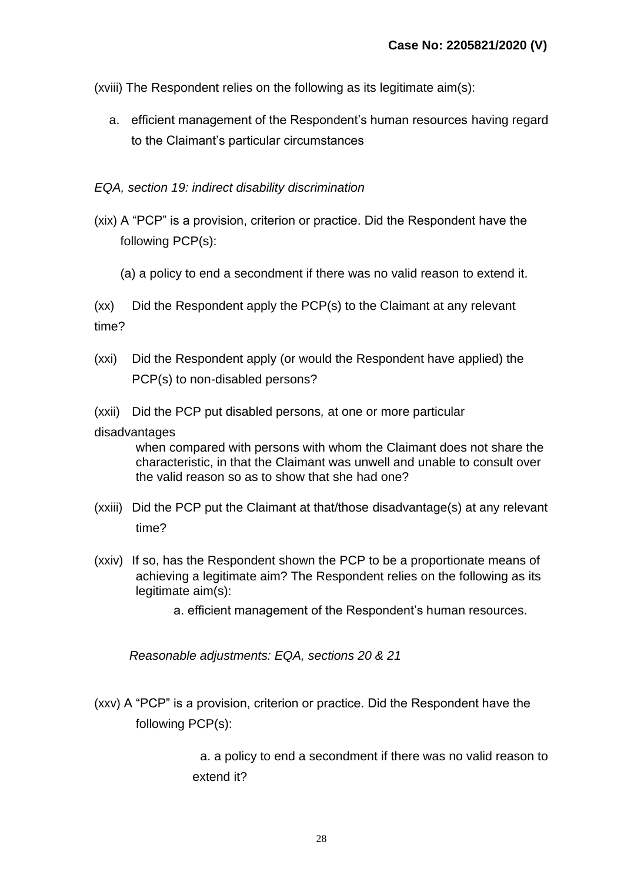(xviii) The Respondent relies on the following as its legitimate aim(s):

a. efficient management of the Respondent's human resources having regard to the Claimant's particular circumstances

*EQA, section 19: indirect disability discrimination*

(xix) A "PCP" is a provision, criterion or practice. Did the Respondent have the following PCP(s):

(a) a policy to end a secondment if there was no valid reason to extend it.

(xx) Did the Respondent apply the PCP(s) to the Claimant at any relevant time?

(xxi) Did the Respondent apply (or would the Respondent have applied) the PCP(s) to non-disabled persons?

(xxii) Did the PCP put disabled persons, at one or more particular disadvantages when compared with persons with whom the Claimant does not share the characteristic, in that the Claimant was unwell and unable to consult over the valid reason so as to show that she had one?

(xxiii) Did the PCP put the Claimant at that/those disadvantage(s) at any relevant time?

(xxiv) If so, has the Respondent shown the PCP to be a proportionate means of achieving a legitimate aim? The Respondent relies on the following as its legitimate aim(s):

a. efficient management of the Respondent's human resources.

*Reasonable adjustments: EQA, sections 20 & 21*

(xxv) A "PCP" is a provision, criterion or practice. Did the Respondent have the following PCP(s):

a. a policy to end a secondment if there was no valid reason to extend it?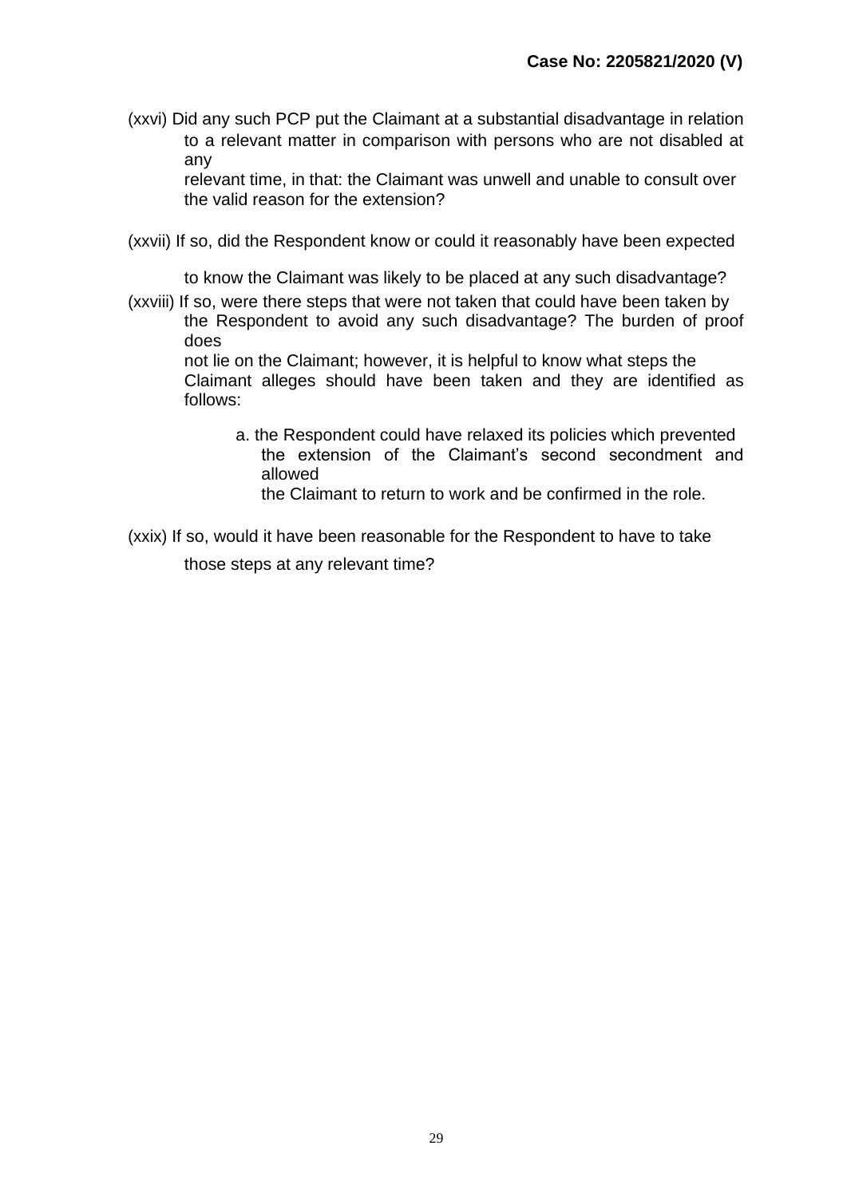(xxvi) Did any such PCP put the Claimant at a substantial disadvantage in relation to a relevant matter in comparison with persons who are not disabled at any relevant time, in that: the Claimant was unwell and unable to consult over the valid reason for the extension?

(xxvii) If so, did the Respondent know or could it reasonably have been expected to know the Claimant was likely to be placed at any such disadvantage?

(xxviii) If so, were there steps that were not taken that could have been taken by the Respondent to avoid any such disadvantage? The burden of proof does not lie on the Claimant; however, it is helpful to know what steps the Claimant alleges should have been taken and they are identified as follows:

a. the Respondent could have relaxed its policies which prevented the extension of the Claimant's second secondment and allowed the Claimant to return to work and be confirmed in the role.

(xxix) If so, would it have been reasonable for the Respondent to have to take those steps at any relevant time?